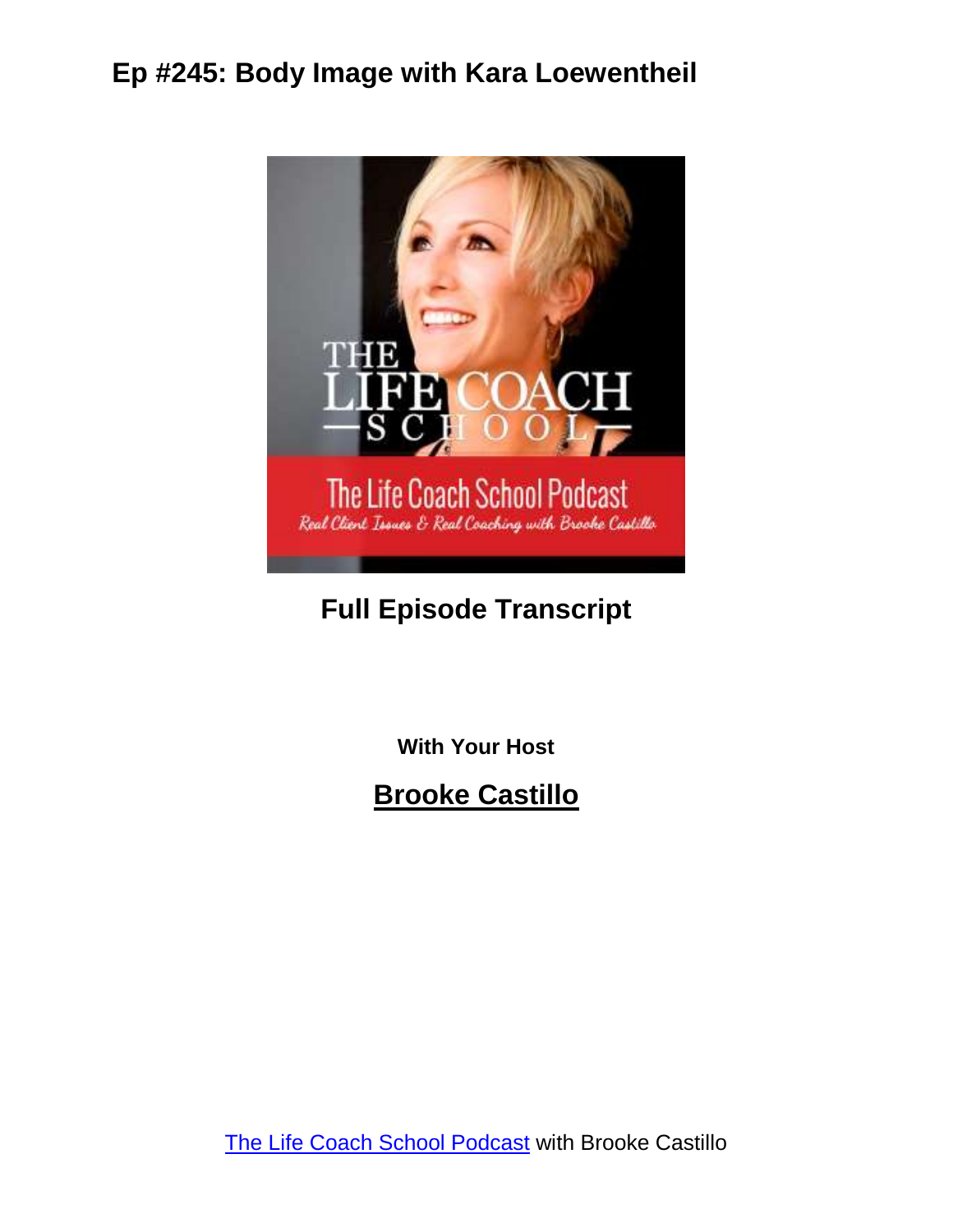# Ep #245: Body Image with Kara Loewentheil

## Full Episode Transcript

**With Your Host**

## Brooke Castillo

The Life Coach School Podcast with Brooke Castillo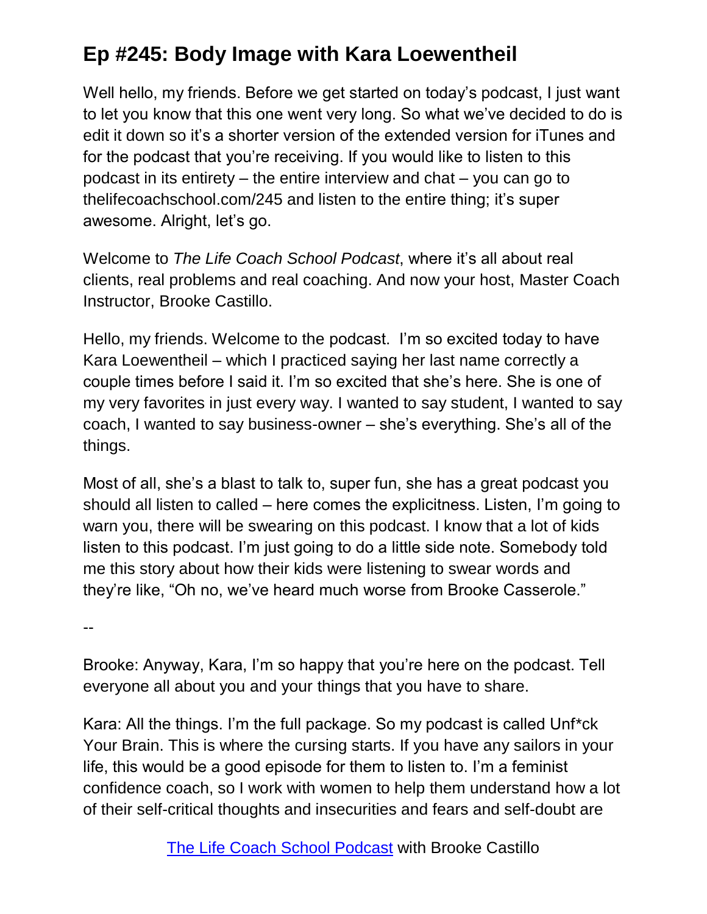# Ep #245: Body Image with Kara Loewentheil

Well hello, my friends. Before we get started on today's podcast, I just want to let you know that this one went very long. So what we've decided to do is edit it down so it's a shorter version of the extended version for iTunes and for the podcast that you're receiving. If you would like to listen to this podcast in its entirety – the entire interview and chat – you can go to thelifecoachschool.com/245 and listen to the entire thing; it's super awesome. Alright, let's go.

Welcome to *The Life Coach School Podcast*, where it's all about real clients, real problems and real coaching. And now your host, Master Coach Instructor, Brooke Castillo.

Hello, my friends. Welcome to the podcast. I'm so excited today to have Kara Loewentheil – which I practiced saying her last name correctly a couple times before I said it. I'm so excited that she's here. She is one of my very favorites in just every way. I wanted to say student, I wanted to say coach, I wanted to say business-owner – she's everything. She's all of the things.

Most of all, she's a blast to talk to, super fun, she has a great podcast you should all listen to called – here comes the explicitness. Listen, I'm going to warn you, there will be swearing on this podcast. I know that a lot of kids listen to this podcast. I'm just going to do a little side note. Somebody told me this story about how their kids were listening to swear words and they're like, "Oh no, we've heard much worse from Brooke Casserole."

--

Brooke: Anyway, Kara, I'm so happy that you're here on the podcast. Tell everyone all about you and your things that you have to share.

Kara: All the things. I'm the full package. So my podcast is called Unf*ck Your Brain. This is where the cursing starts. If you have any sailors in your life, this would be a good episode for them to listen to. I'm a feminist confidence coach, so I work with women to help them understand how a lot of their self-critical thoughts and insecurities and fears and self-doubt are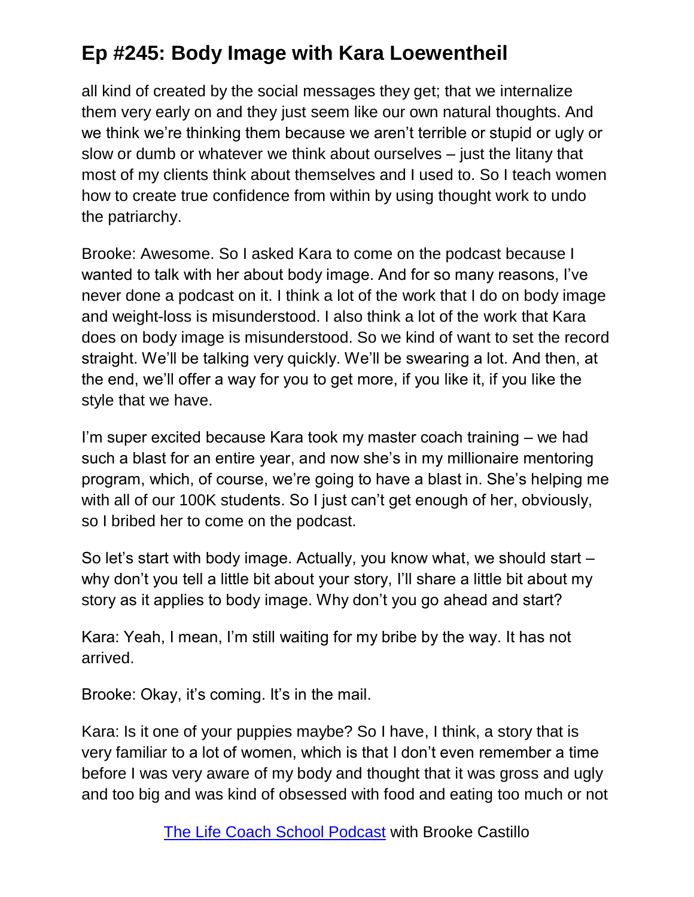all kind of created by the social messages they get; that we internalize them very early on and they just seem like our own natural thoughts. And we think we're thinking them because we aren't terrible or stupid or ugly or slow or dumb or whatever we think about ourselves – just the litany that most of my clients think about themselves and I used to. So I teach women how to create true confidence from within by using thought work to undo the patriarchy.

Brooke: Awesome. So I asked Kara to come on the podcast because I wanted to talk with her about body image. And for so many reasons, I've never done a podcast on it. I think a lot of the work that I do on body image and weight-loss is misunderstood. I also think a lot of the work that Kara does on body image is misunderstood. So we kind of want to set the record straight. We'll be talking very quickly. We'll be swearing a lot. And then, at the end, we'll offer a way for you to get more, if you like it, if you like the style that we have.

I'm super excited because Kara took my master coach training – we had such a blast for an entire year, and now she's in my millionaire mentoring program, which, of course, we're going to have a blast in. She's helping me with all of our 100K students. So I just can't get enough of her, obviously, so I bribed her to come on the podcast.

So let's start with body image. Actually, you know what, we should start – why don't you tell a little bit about your story, I'll share a little bit about my story as it applies to body image. Why don't you go ahead and start?

Kara: Yeah, I mean, I'm still waiting for my bribe by the way. It has not arrived.

Brooke: Okay, it's coming. It's in the mail.

Kara: Is it one of your puppies maybe? So I have, I think, a story that is very familiar to a lot of women, which is that I don't even remember a time before I was very aware of my body and thought that it was gross and ugly and too big and was kind of obsessed with food and eating too much or not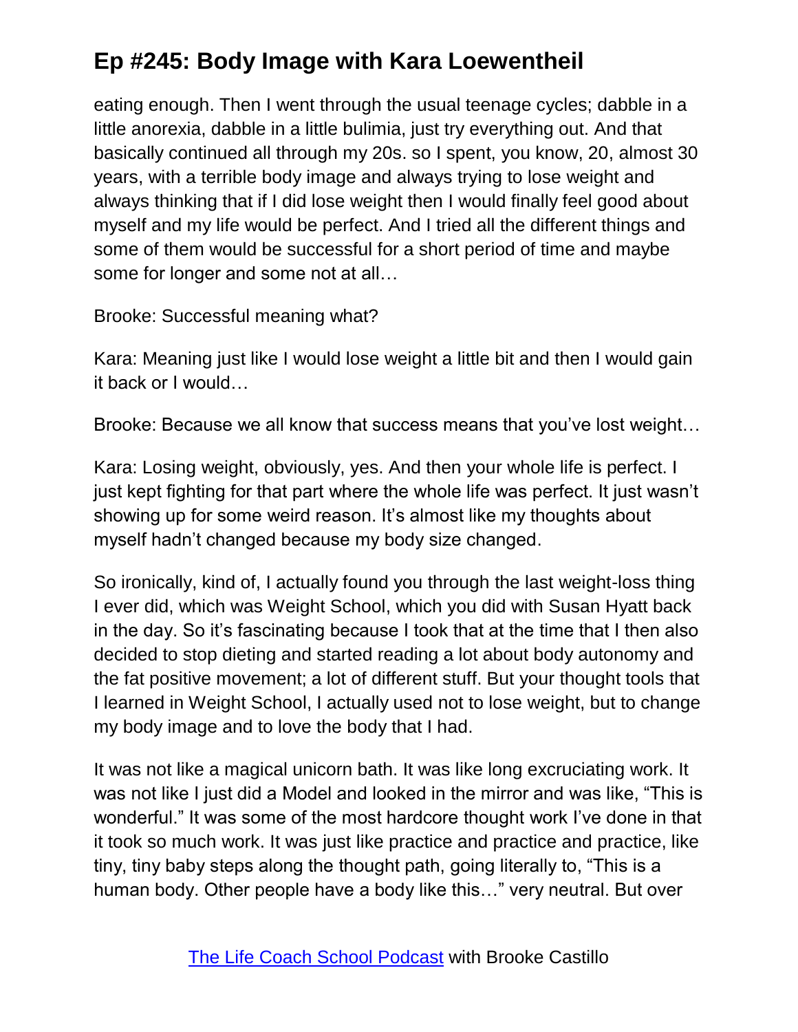eating enough. Then I went through the usual teenage cycles; dabble in a little anorexia, dabble in a little bulimia, just try everything out. And that basically continued all through my 20s. so I spent, you know, 20, almost 30 years, with a terrible body image and always trying to lose weight and always thinking that if I did lose weight then I would finally feel good about myself and my life would be perfect. And I tried all the different things and some of them would be successful for a short period of time and maybe some for longer and some not at all…

Brooke: Successful meaning what?

Kara: Meaning just like I would lose weight a little bit and then I would gain it back or I would…

Brooke: Because we all know that success means that you've lost weight…

Kara: Losing weight, obviously, yes. And then your whole life is perfect. I just kept fighting for that part where the whole life was perfect. It just wasn't showing up for some weird reason. It's almost like my thoughts about myself hadn't changed because my body size changed.

So ironically, kind of, I actually found you through the last weight-loss thing I ever did, which was Weight School, which you did with Susan Hyatt back in the day. So it's fascinating because I took that at the time that I then also decided to stop dieting and started reading a lot about body autonomy and the fat positive movement; a lot of different stuff. But your thought tools that I learned in Weight School, I actually used not to lose weight, but to change my body image and to love the body that I had.

It was not like a magical unicorn bath. It was like long excruciating work. It was not like I just did a Model and looked in the mirror and was like, "This is wonderful." It was some of the most hardcore thought work I've done in that it took so much work. It was just like practice and practice and practice, like tiny, tiny baby steps along the thought path, going literally to, "This is a human body. Other people have a body like this…" very neutral. But over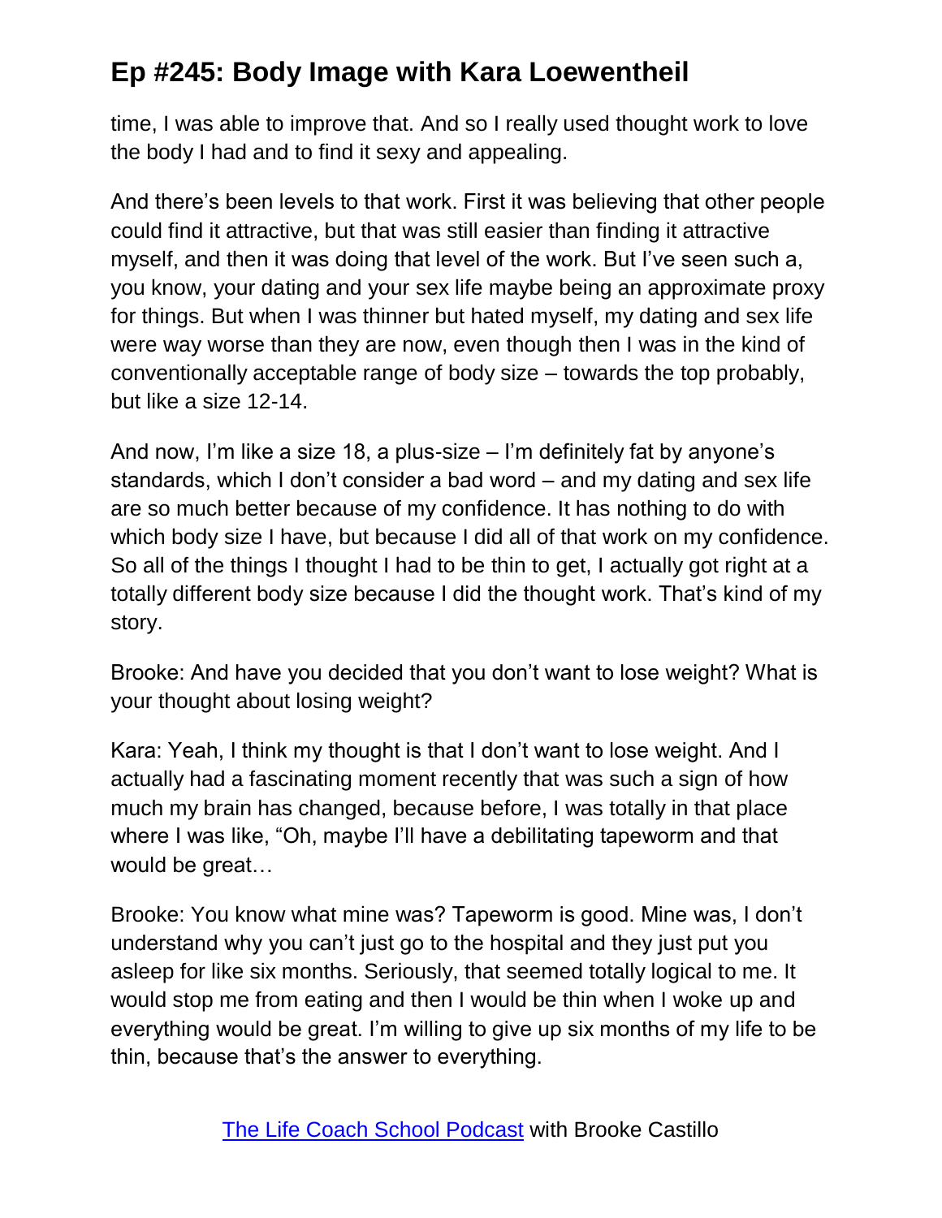time, I was able to improve that. And so I really used thought work to love the body I had and to find it sexy and appealing.

And there's been levels to that work. First it was believing that other people could find it attractive, but that was still easier than finding it attractive myself, and then it was doing that level of the work. But I've seen such a, you know, your dating and your sex life maybe being an approximate proxy for things. But when I was thinner but hated myself, my dating and sex life were way worse than they are now, even though then I was in the kind of conventionally acceptable range of body size – towards the top probably, but like a size 12-14.

And now, I'm like a size 18, a plus-size – I'm definitely fat by anyone's standards, which I don't consider a bad word – and my dating and sex life are so much better because of my confidence. It has nothing to do with which body size I have, but because I did all of that work on my confidence. So all of the things I thought I had to be thin to get, I actually got right at a totally different body size because I did the thought work. That's kind of my story.

Brooke: And have you decided that you don't want to lose weight? What is your thought about losing weight?

Kara: Yeah, I think my thought is that I don't want to lose weight. And I actually had a fascinating moment recently that was such a sign of how much my brain has changed, because before, I was totally in that place where I was like, "Oh, maybe I'll have a debilitating tapeworm and that would be great…

Brooke: You know what mine was? Tapeworm is good. Mine was, I don't understand why you can't just go to the hospital and they just put you asleep for like six months. Seriously, that seemed totally logical to me. It would stop me from eating and then I would be thin when I woke up and everything would be great. I'm willing to give up six months of my life to be thin, because that's the answer to everything.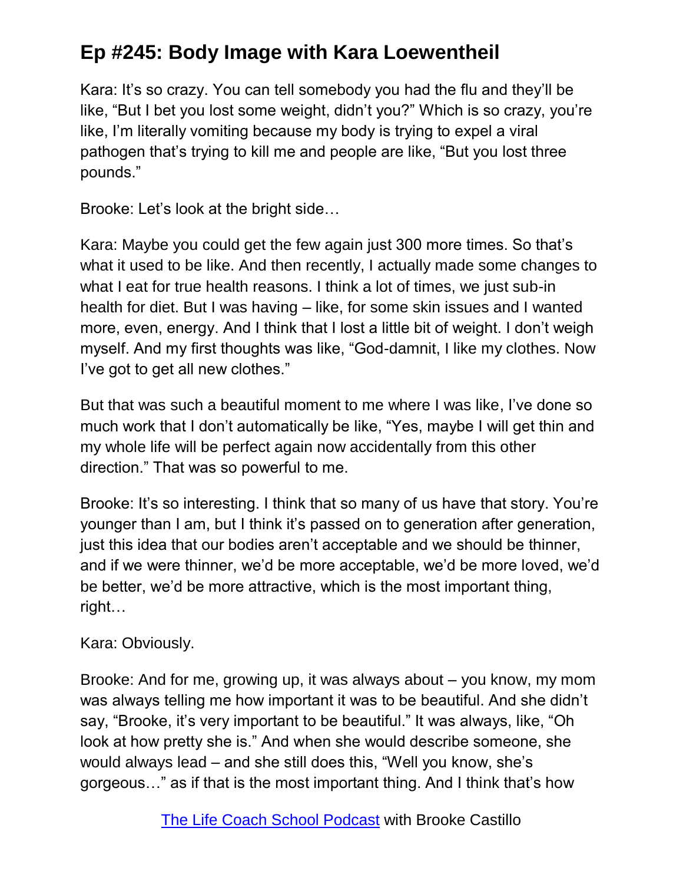Kara: It's so crazy. You can tell somebody you had the flu and they'll be like, "But I bet you lost some weight, didn't you?" Which is so crazy, you're like, I'm literally vomiting because my body is trying to expel a viral pathogen that's trying to kill me and people are like, "But you lost three pounds."

Brooke: Let's look at the bright side…

Kara: Maybe you could get the few again just 300 more times. So that's what it used to be like. And then recently, I actually made some changes to what I eat for true health reasons. I think a lot of times, we just sub-in health for diet. But I was having – like, for some skin issues and I wanted more, even, energy. And I think that I lost a little bit of weight. I don't weigh myself. And my first thoughts was like, "God-damnit, I like my clothes. Now I've got to get all new clothes."

But that was such a beautiful moment to me where I was like, I've done so much work that I don't automatically be like, "Yes, maybe I will get thin and my whole life will be perfect again now accidentally from this other direction." That was so powerful to me.

Brooke: It's so interesting. I think that so many of us have that story. You're younger than I am, but I think it's passed on to generation after generation, just this idea that our bodies aren't acceptable and we should be thinner, and if we were thinner, we'd be more acceptable, we'd be more loved, we'd be better, we'd be more attractive, which is the most important thing, right…

Kara: Obviously.

Brooke: And for me, growing up, it was always about – you know, my mom was always telling me how important it was to be beautiful. And she didn't say, "Brooke, it's very important to be beautiful." It was always, like, "Oh look at how pretty she is." And when she would describe someone, she would always lead – and she still does this, "Well you know, she's gorgeous…" as if that is the most important thing. And I think that's how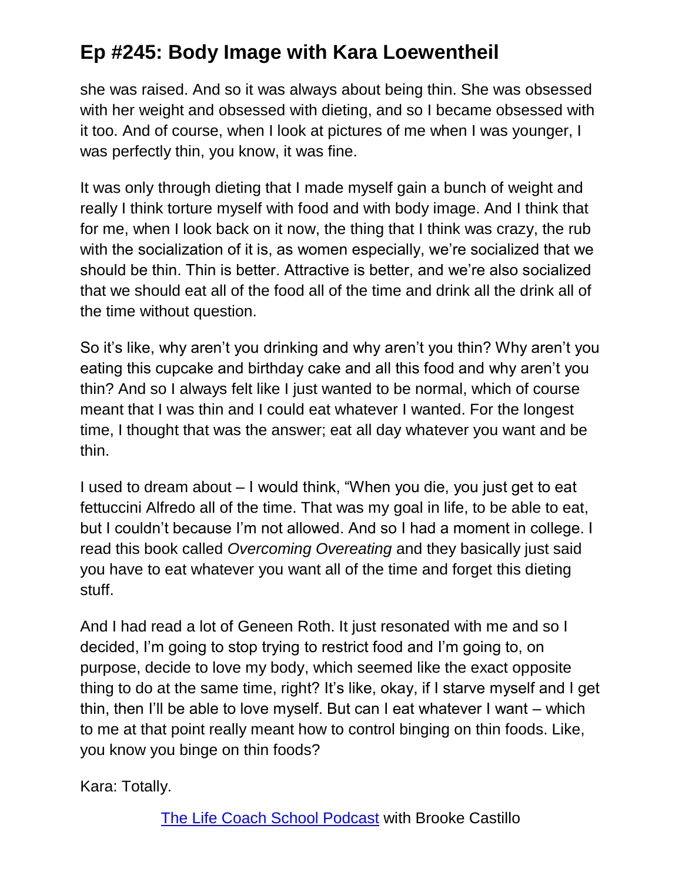she was raised. And so it was always about being thin. She was obsessed with her weight and obsessed with dieting, and so I became obsessed with it too. And of course, when I look at pictures of me when I was younger, I was perfectly thin, you know, it was fine.

It was only through dieting that I made myself gain a bunch of weight and really I think torture myself with food and with body image. And I think that for me, when I look back on it now, the thing that I think was crazy, the rub with the socialization of it is, as women especially, we're socialized that we should be thin. Thin is better. Attractive is better, and we're also socialized that we should eat all of the food all of the time and drink all the drink all of the time without question.

So it's like, why aren't you drinking and why aren't you thin? Why aren't you eating this cupcake and birthday cake and all this food and why aren't you thin? And so I always felt like I just wanted to be normal, which of course meant that I was thin and I could eat whatever I wanted. For the longest time, I thought that was the answer; eat all day whatever you want and be thin.

I used to dream about – I would think, "When you die, you just get to eat fettuccini Alfredo all of the time. That was my goal in life, to be able to eat, but I couldn't because I'm not allowed. And so I had a moment in college. I read this book called *Overcoming Overeating* and they basically just said you have to eat whatever you want all of the time and forget this dieting stuff.

And I had read a lot of Geneen Roth. It just resonated with me and so I decided, I'm going to stop trying to restrict food and I'm going to, on purpose, decide to love my body, which seemed like the exact opposite thing to do at the same time, right? It's like, okay, if I starve myself and I get thin, then I'll be able to love myself. But can I eat whatever I want – which to me at that point really meant how to control binging on thin foods. Like, you know you binge on thin foods?

Kara: Totally.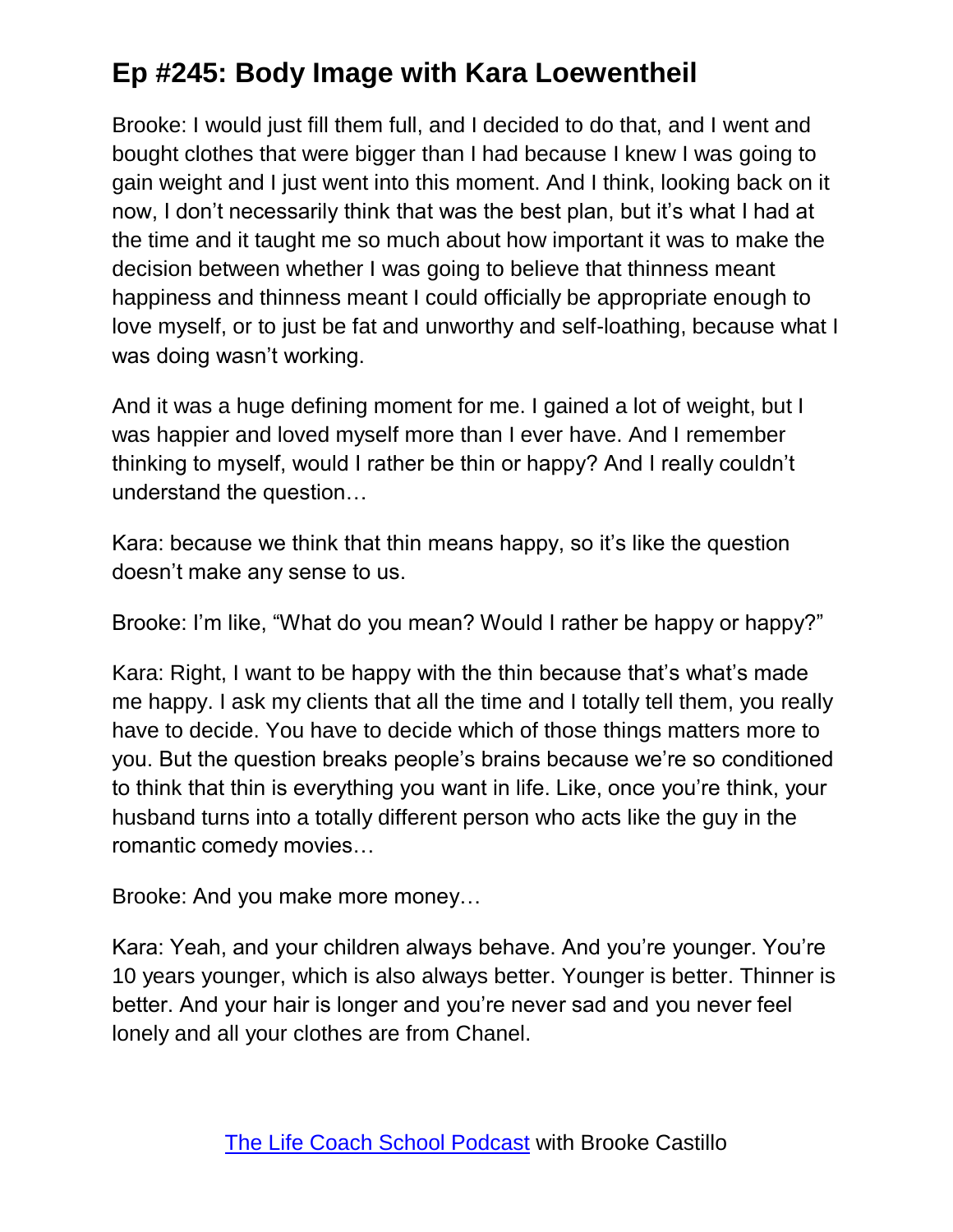Brooke: I would just fill them full, and I decided to do that, and I went and bought clothes that were bigger than I had because I knew I was going to gain weight and I just went into this moment. And I think, looking back on it now, I don't necessarily think that was the best plan, but it's what I had at the time and it taught me so much about how important it was to make the decision between whether I was going to believe that thinness meant happiness and thinness meant I could officially be appropriate enough to love myself, or to just be fat and unworthy and self-loathing, because what I was doing wasn't working.

And it was a huge defining moment for me. I gained a lot of weight, but I was happier and loved myself more than I ever have. And I remember thinking to myself, would I rather be thin or happy? And I really couldn't understand the question…

Kara: because we think that thin means happy, so it's like the question doesn't make any sense to us.

Brooke: I'm like, "What do you mean? Would I rather be happy or happy?"

Kara: Right, I want to be happy with the thin because that's what's made me happy. I ask my clients that all the time and I totally tell them, you really have to decide. You have to decide which of those things matters more to you. But the question breaks people's brains because we're so conditioned to think that thin is everything you want in life. Like, once you're think, your husband turns into a totally different person who acts like the guy in the romantic comedy movies…

Brooke: And you make more money…

Kara: Yeah, and your children always behave. And you're younger. You're 10 years younger, which is also always better. Younger is better. Thinner is better. And your hair is longer and you're never sad and you never feel lonely and all your clothes are from Chanel.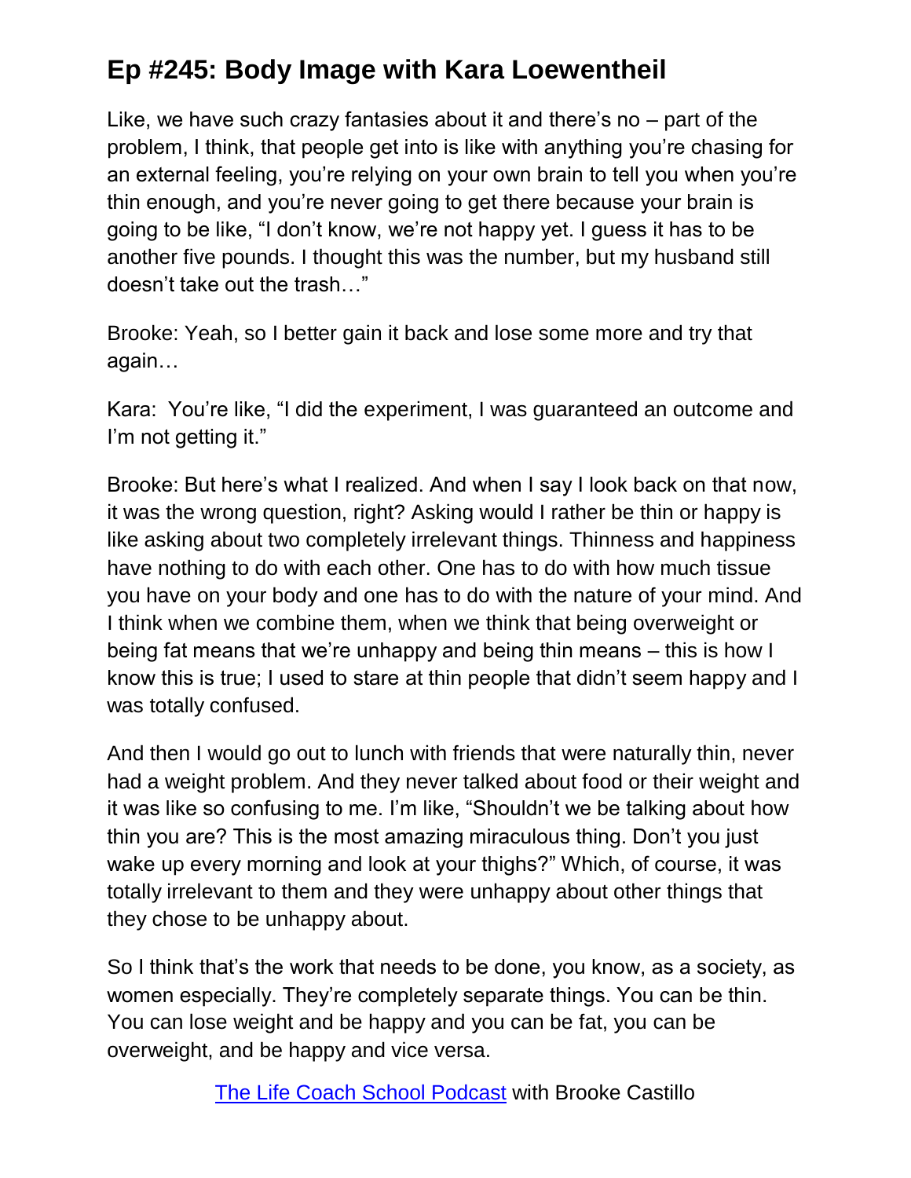Like, we have such crazy fantasies about it and there's no – part of the problem, I think, that people get into is like with anything you're chasing for an external feeling, you're relying on your own brain to tell you when you're thin enough, and you're never going to get there because your brain is going to be like, "I don't know, we're not happy yet. I guess it has to be another five pounds. I thought this was the number, but my husband still doesn't take out the trash…"

Brooke: Yeah, so I better gain it back and lose some more and try that again…

Kara: You're like, "I did the experiment, I was guaranteed an outcome and I'm not getting it."

Brooke: But here's what I realized. And when I say I look back on that now, it was the wrong question, right? Asking would I rather be thin or happy is like asking about two completely irrelevant things. Thinness and happiness have nothing to do with each other. One has to do with how much tissue you have on your body and one has to do with the nature of your mind. And I think when we combine them, when we think that being overweight or being fat means that we're unhappy and being thin means – this is how I know this is true; I used to stare at thin people that didn't seem happy and I was totally confused.

And then I would go out to lunch with friends that were naturally thin, never had a weight problem. And they never talked about food or their weight and it was like so confusing to me. I'm like, "Shouldn't we be talking about how thin you are? This is the most amazing miraculous thing. Don't you just wake up every morning and look at your thighs?" Which, of course, it was totally irrelevant to them and they were unhappy about other things that they chose to be unhappy about.

So I think that's the work that needs to be done, you know, as a society, as women especially. They're completely separate things. You can be thin. You can lose weight and be happy and you can be fat, you can be overweight, and be happy and vice versa.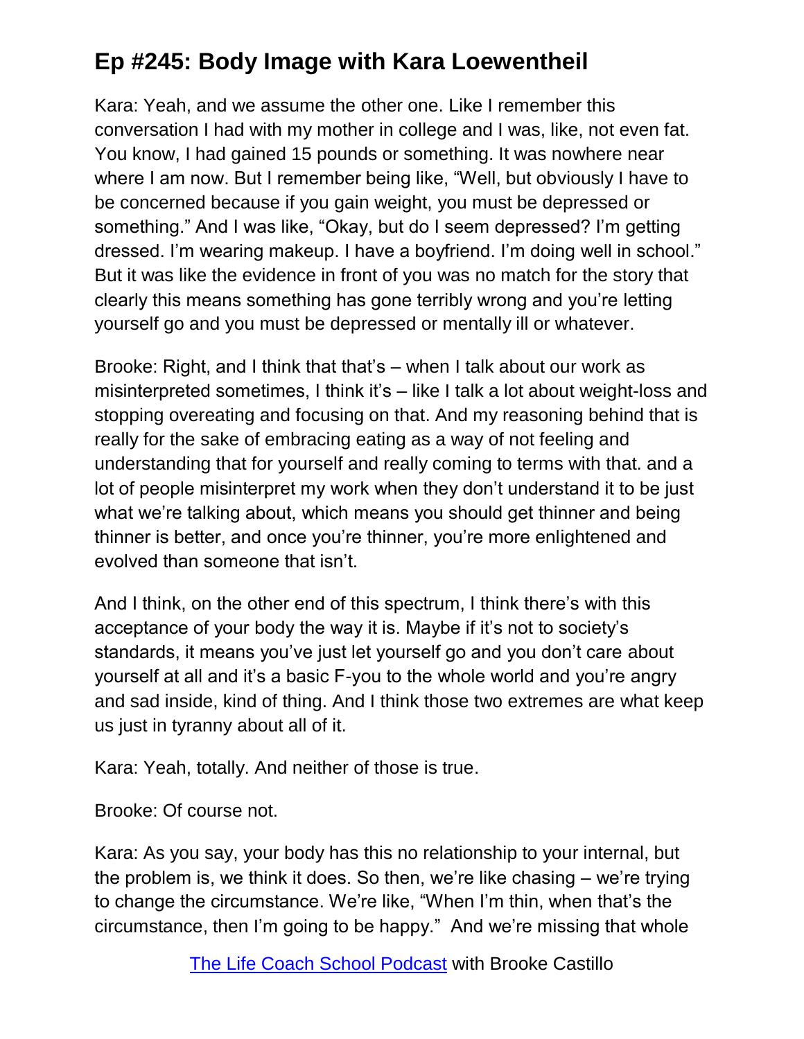Kara: Yeah, and we assume the other one. Like I remember this conversation I had with my mother in college and I was, like, not even fat. You know, I had gained 15 pounds or something. It was nowhere near where I am now. But I remember being like, "Well, but obviously I have to be concerned because if you gain weight, you must be depressed or something." And I was like, "Okay, but do I seem depressed? I'm getting dressed. I'm wearing makeup. I have a boyfriend. I'm doing well in school." But it was like the evidence in front of you was no match for the story that clearly this means something has gone terribly wrong and you're letting yourself go and you must be depressed or mentally ill or whatever.

Brooke: Right, and I think that that's – when I talk about our work as misinterpreted sometimes, I think it's – like I talk a lot about weight-loss and stopping overeating and focusing on that. And my reasoning behind that is really for the sake of embracing eating as a way of not feeling and understanding that for yourself and really coming to terms with that. and a lot of people misinterpret my work when they don't understand it to be just what we're talking about, which means you should get thinner and being thinner is better, and once you're thinner, you're more enlightened and evolved than someone that isn't.

And I think, on the other end of this spectrum, I think there's with this acceptance of your body the way it is. Maybe if it's not to society's standards, it means you've just let yourself go and you don't care about yourself at all and it's a basic F-you to the whole world and you're angry and sad inside, kind of thing. And I think those two extremes are what keep us just in tyranny about all of it.

Kara: Yeah, totally. And neither of those is true.

Brooke: Of course not.

Kara: As you say, your body has this no relationship to your internal, but the problem is, we think it does. So then, we're like chasing – we're trying to change the circumstance. We're like, "When I'm thin, when that's the circumstance, then I'm going to be happy." And we're missing that whole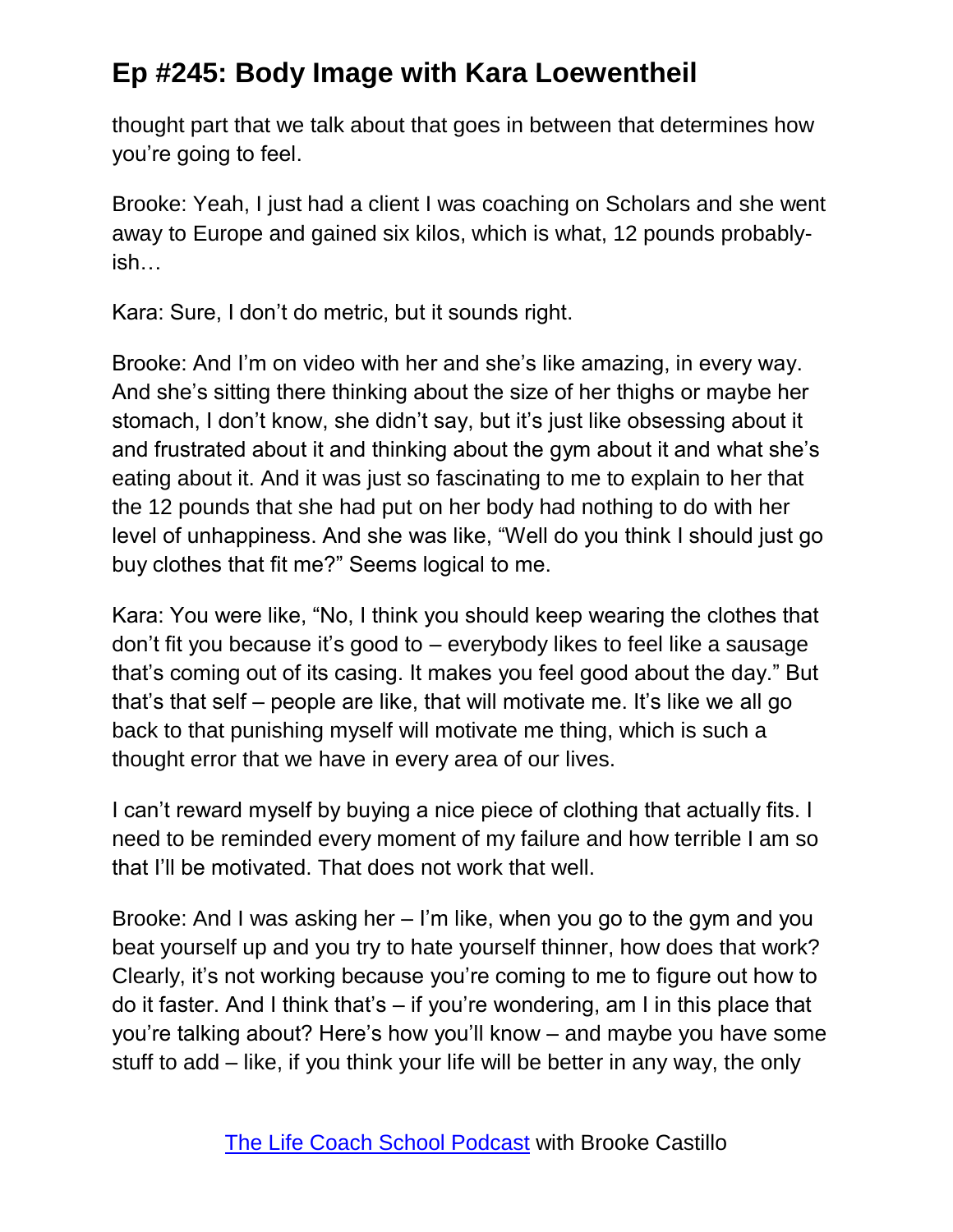thought part that we talk about that goes in between that determines how you're going to feel.

Brooke: Yeah, I just had a client I was coaching on Scholars and she went away to Europe and gained six kilos, which is what, 12 pounds probably-ish…

Kara: Sure, I don't do metric, but it sounds right.

Brooke: And I'm on video with her and she's like amazing, in every way. And she's sitting there thinking about the size of her thighs or maybe her stomach, I don't know, she didn't say, but it's just like obsessing about it and frustrated about it and thinking about the gym about it and what she's eating about it. And it was just so fascinating to me to explain to her that the 12 pounds that she had put on her body had nothing to do with her level of unhappiness. And she was like, "Well do you think I should just go buy clothes that fit me?" Seems logical to me.

Kara: You were like, "No, I think you should keep wearing the clothes that don't fit you because it's good to – everybody likes to feel like a sausage that's coming out of its casing. It makes you feel good about the day." But that's that self – people are like, that will motivate me. It's like we all go back to that punishing myself will motivate me thing, which is such a thought error that we have in every area of our lives.

I can't reward myself by buying a nice piece of clothing that actually fits. I need to be reminded every moment of my failure and how terrible I am so that I'll be motivated. That does not work that well.

Brooke: And I was asking her – I'm like, when you go to the gym and you beat yourself up and you try to hate yourself thinner, how does that work? Clearly, it's not working because you're coming to me to figure out how to do it faster. And I think that's – if you're wondering, am I in this place that you're talking about? Here's how you'll know – and maybe you have some stuff to add – like, if you think your life will be better in any way, the only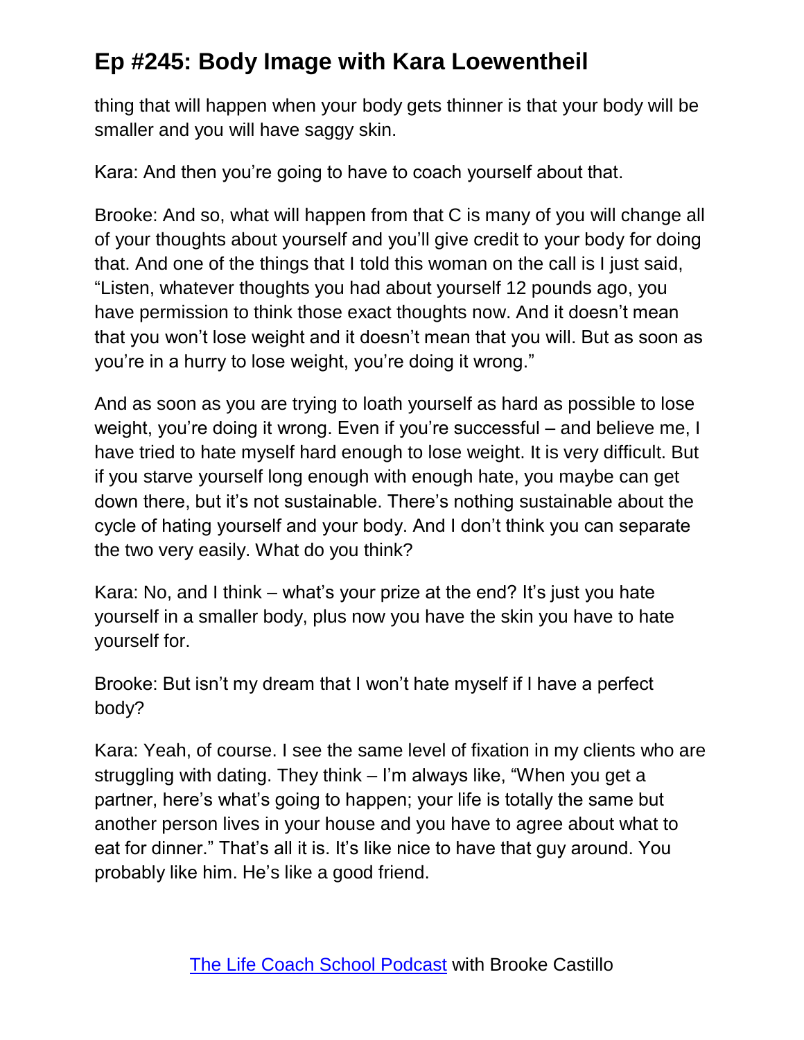thing that will happen when your body gets thinner is that your body will be smaller and you will have saggy skin.

Kara: And then you're going to have to coach yourself about that.

Brooke: And so, what will happen from that C is many of you will change all of your thoughts about yourself and you'll give credit to your body for doing that. And one of the things that I told this woman on the call is I just said, "Listen, whatever thoughts you had about yourself 12 pounds ago, you have permission to think those exact thoughts now. And it doesn't mean that you won't lose weight and it doesn't mean that you will. But as soon as you're in a hurry to lose weight, you're doing it wrong."

And as soon as you are trying to loath yourself as hard as possible to lose weight, you're doing it wrong. Even if you're successful – and believe me, I have tried to hate myself hard enough to lose weight. It is very difficult. But if you starve yourself long enough with enough hate, you maybe can get down there, but it's not sustainable. There's nothing sustainable about the cycle of hating yourself and your body. And I don't think you can separate the two very easily. What do you think?

Kara: No, and I think – what's your prize at the end? It's just you hate yourself in a smaller body, plus now you have the skin you have to hate yourself for.

Brooke: But isn't my dream that I won't hate myself if I have a perfect body?

Kara: Yeah, of course. I see the same level of fixation in my clients who are struggling with dating. They think – I'm always like, "When you get a partner, here's what's going to happen; your life is totally the same but another person lives in your house and you have to agree about what to eat for dinner." That's all it is. It's like nice to have that guy around. You probably like him. He's like a good friend.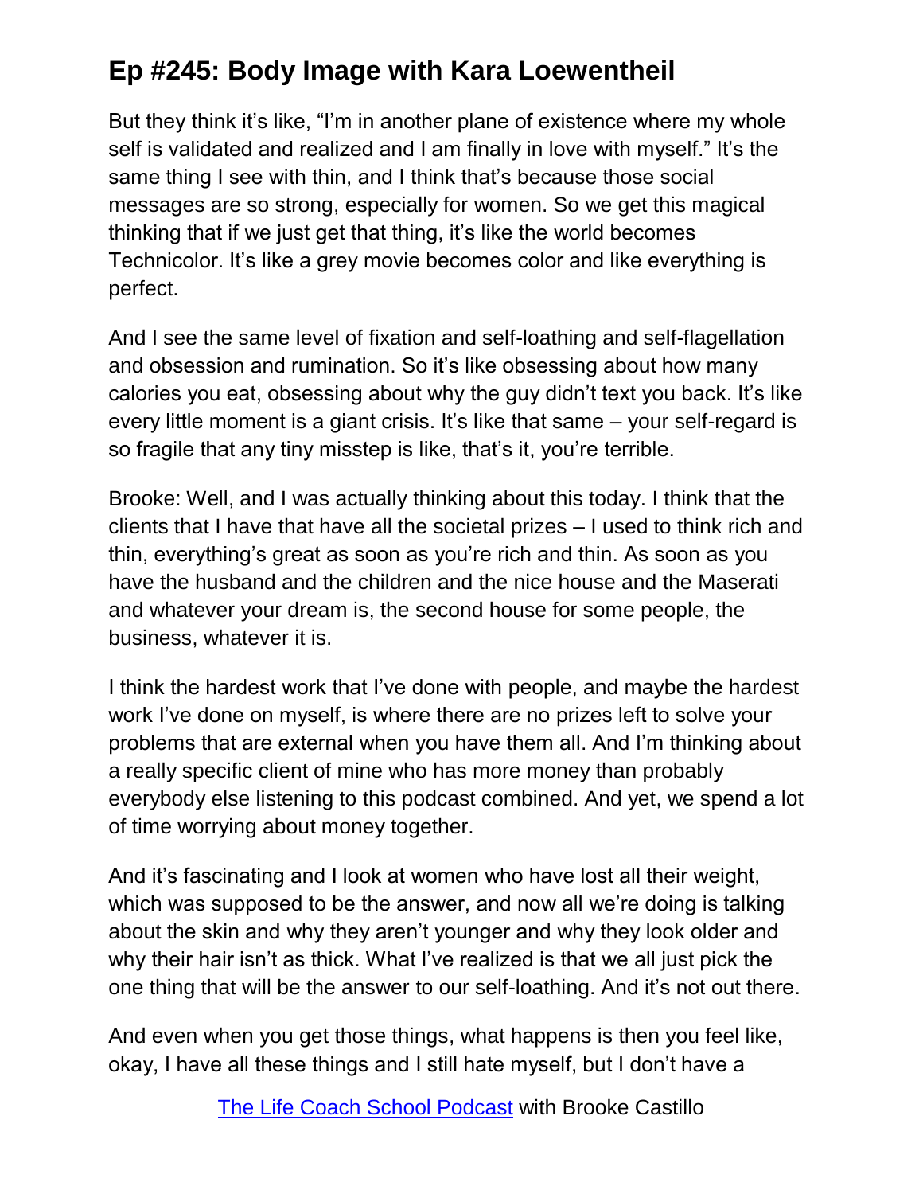But they think it's like, "I'm in another plane of existence where my whole self is validated and realized and I am finally in love with myself." It's the same thing I see with thin, and I think that's because those social messages are so strong, especially for women. So we get this magical thinking that if we just get that thing, it's like the world becomes Technicolor. It's like a grey movie becomes color and like everything is perfect.

And I see the same level of fixation and self-loathing and self-flagellation and obsession and rumination. So it's like obsessing about how many calories you eat, obsessing about why the guy didn't text you back. It's like every little moment is a giant crisis. It's like that same – your self-regard is so fragile that any tiny misstep is like, that's it, you're terrible.

Brooke: Well, and I was actually thinking about this today. I think that the clients that I have that have all the societal prizes – I used to think rich and thin, everything's great as soon as you're rich and thin. As soon as you have the husband and the children and the nice house and the Maserati and whatever your dream is, the second house for some people, the business, whatever it is.

I think the hardest work that I've done with people, and maybe the hardest work I've done on myself, is where there are no prizes left to solve your problems that are external when you have them all. And I'm thinking about a really specific client of mine who has more money than probably everybody else listening to this podcast combined. And yet, we spend a lot of time worrying about money together.

And it's fascinating and I look at women who have lost all their weight, which was supposed to be the answer, and now all we're doing is talking about the skin and why they aren't younger and why they look older and why their hair isn't as thick. What I've realized is that we all just pick the one thing that will be the answer to our self-loathing. And it's not out there.

And even when you get those things, what happens is then you feel like, okay, I have all these things and I still hate myself, but I don't have a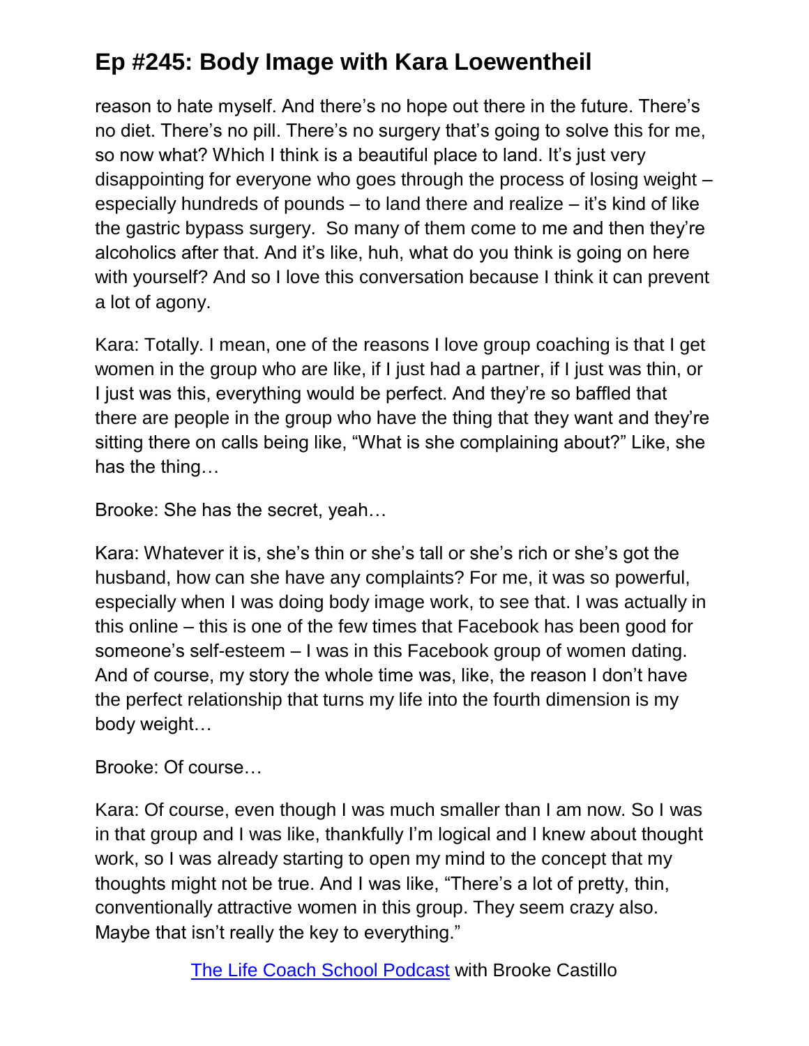reason to hate myself. And there's no hope out there in the future. There's no diet. There's no pill. There's no surgery that's going to solve this for me, so now what? Which I think is a beautiful place to land. It's just very disappointing for everyone who goes through the process of losing weight – especially hundreds of pounds – to land there and realize – it's kind of like the gastric bypass surgery. So many of them come to me and then they're alcoholics after that. And it's like, huh, what do you think is going on here with yourself? And so I love this conversation because I think it can prevent a lot of agony.

Kara: Totally. I mean, one of the reasons I love group coaching is that I get women in the group who are like, if I just had a partner, if I just was thin, or I just was this, everything would be perfect. And they're so baffled that there are people in the group who have the thing that they want and they're sitting there on calls being like, "What is she complaining about?" Like, she has the thing…

Brooke: She has the secret, yeah…

Kara: Whatever it is, she's thin or she's tall or she's rich or she's got the husband, how can she have any complaints? For me, it was so powerful, especially when I was doing body image work, to see that. I was actually in this online – this is one of the few times that Facebook has been good for someone's self-esteem – I was in this Facebook group of women dating. And of course, my story the whole time was, like, the reason I don't have the perfect relationship that turns my life into the fourth dimension is my body weight…

Brooke: Of course…

Kara: Of course, even though I was much smaller than I am now. So I was in that group and I was like, thankfully I'm logical and I knew about thought work, so I was already starting to open my mind to the concept that my thoughts might not be true. And I was like, "There's a lot of pretty, thin, conventionally attractive women in this group. They seem crazy also. Maybe that isn't really the key to everything."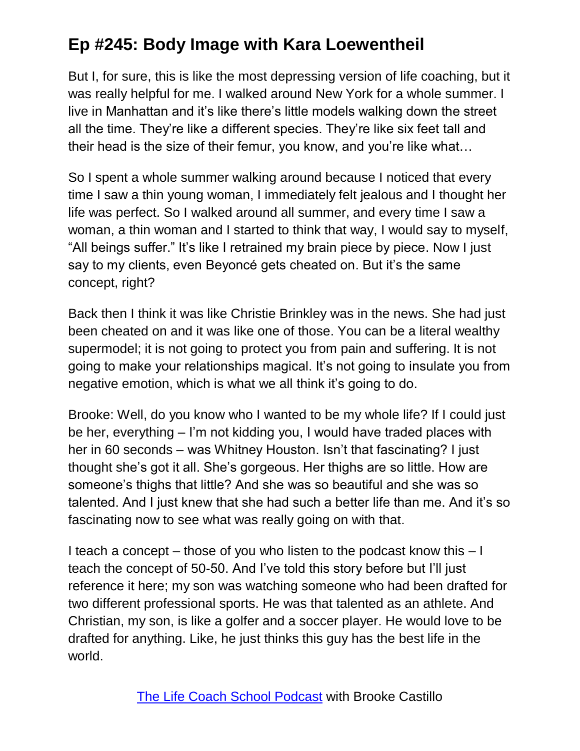But I, for sure, this is like the most depressing version of life coaching, but it was really helpful for me. I walked around New York for a whole summer. I live in Manhattan and it's like there's little models walking down the street all the time. They're like a different species. They're like six feet tall and their head is the size of their femur, you know, and you're like what…

So I spent a whole summer walking around because I noticed that every time I saw a thin young woman, I immediately felt jealous and I thought her life was perfect. So I walked around all summer, and every time I saw a woman, a thin woman and I started to think that way, I would say to myself, "All beings suffer." It's like I retrained my brain piece by piece. Now I just say to my clients, even Beyoncé gets cheated on. But it's the same concept, right?

Back then I think it was like Christie Brinkley was in the news. She had just been cheated on and it was like one of those. You can be a literal wealthy supermodel; it is not going to protect you from pain and suffering. It is not going to make your relationships magical. It's not going to insulate you from negative emotion, which is what we all think it's going to do.

Brooke: Well, do you know who I wanted to be my whole life? If I could just be her, everything – I'm not kidding you, I would have traded places with her in 60 seconds – was Whitney Houston. Isn't that fascinating? I just thought she's got it all. She's gorgeous. Her thighs are so little. How are someone's thighs that little? And she was so beautiful and she was so talented. And I just knew that she had such a better life than me. And it's so fascinating now to see what was really going on with that.

I teach a concept – those of you who listen to the podcast know this – I teach the concept of 50-50. And I've told this story before but I'll just reference it here; my son was watching someone who had been drafted for two different professional sports. He was that talented as an athlete. And Christian, my son, is like a golfer and a soccer player. He would love to be drafted for anything. Like, he just thinks this guy has the best life in the world.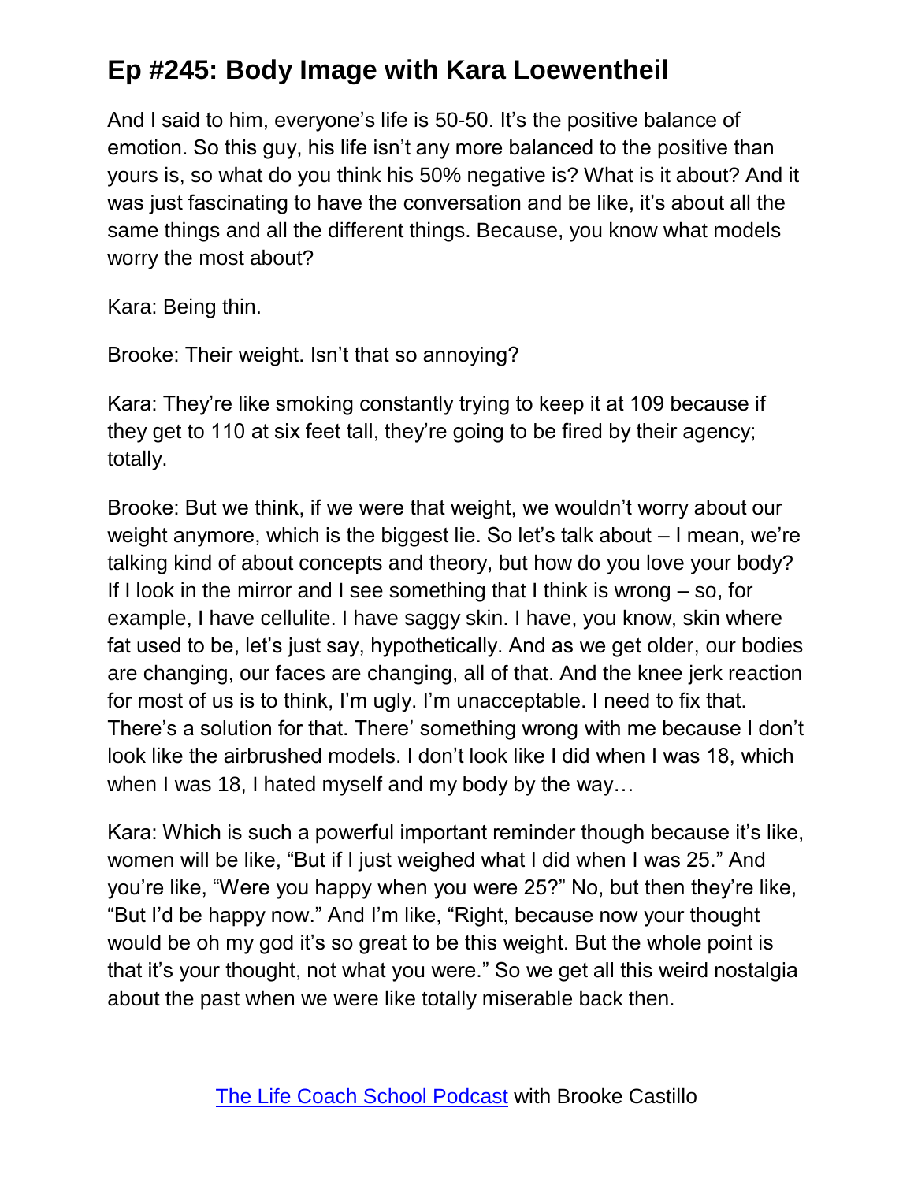And I said to him, everyone's life is 50-50. It's the positive balance of emotion. So this guy, his life isn't any more balanced to the positive than yours is, so what do you think his 50% negative is? What is it about? And it was just fascinating to have the conversation and be like, it's about all the same things and all the different things. Because, you know what models worry the most about?

Kara: Being thin.

Brooke: Their weight. Isn't that so annoying?

Kara: They're like smoking constantly trying to keep it at 109 because if they get to 110 at six feet tall, they're going to be fired by their agency; totally.

Brooke: But we think, if we were that weight, we wouldn't worry about our weight anymore, which is the biggest lie. So let's talk about – I mean, we're talking kind of about concepts and theory, but how do you love your body? If I look in the mirror and I see something that I think is wrong – so, for example, I have cellulite. I have saggy skin. I have, you know, skin where fat used to be, let's just say, hypothetically. And as we get older, our bodies are changing, our faces are changing, all of that. And the knee jerk reaction for most of us is to think, I'm ugly. I'm unacceptable. I need to fix that. There's a solution for that. There' something wrong with me because I don't look like the airbrushed models. I don't look like I did when I was 18, which when I was 18, I hated myself and my body by the way…

Kara: Which is such a powerful important reminder though because it's like, women will be like, "But if I just weighed what I did when I was 25." And you're like, "Were you happy when you were 25?" No, but then they're like, "But I'd be happy now." And I'm like, "Right, because now your thought would be oh my god it's so great to be this weight. But the whole point is that it's your thought, not what you were." So we get all this weird nostalgia about the past when we were like totally miserable back then.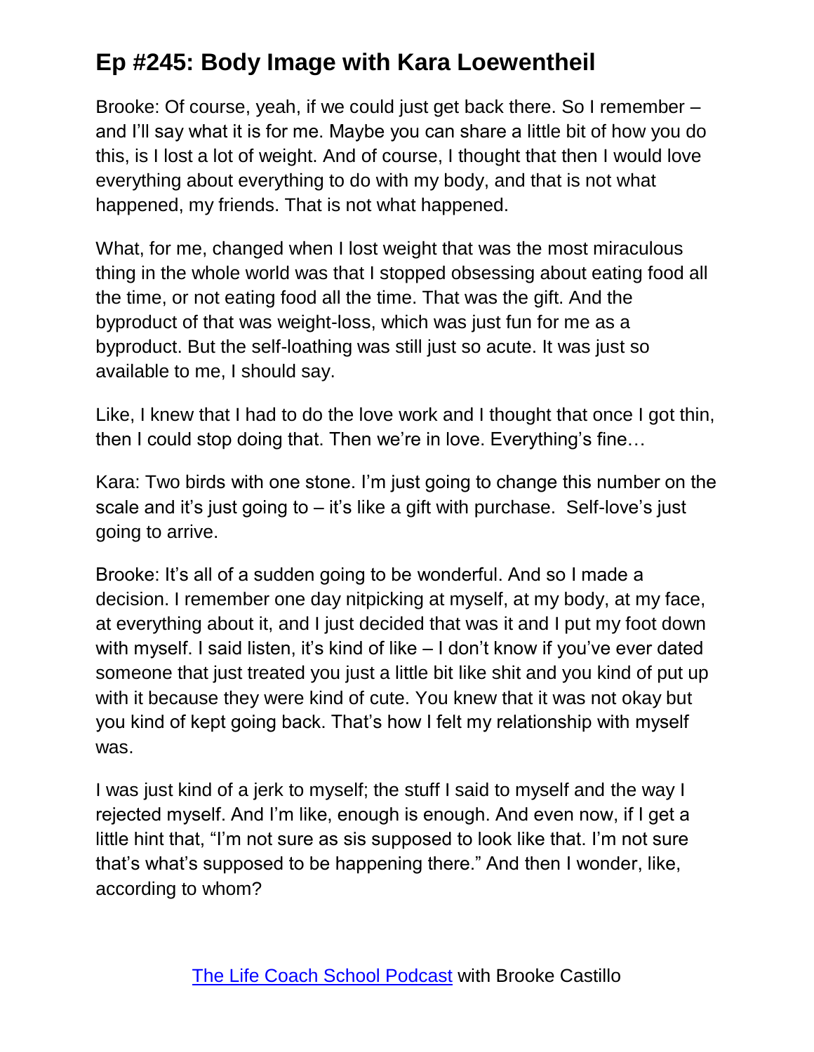Brooke: Of course, yeah, if we could just get back there. So I remember – and I'll say what it is for me. Maybe you can share a little bit of how you do this, is I lost a lot of weight. And of course, I thought that then I would love everything about everything to do with my body, and that is not what happened, my friends. That is not what happened.

What, for me, changed when I lost weight that was the most miraculous thing in the whole world was that I stopped obsessing about eating food all the time, or not eating food all the time. That was the gift. And the byproduct of that was weight-loss, which was just fun for me as a byproduct. But the self-loathing was still just so acute. It was just so available to me, I should say.

Like, I knew that I had to do the love work and I thought that once I got thin, then I could stop doing that. Then we're in love. Everything's fine…

Kara: Two birds with one stone. I'm just going to change this number on the scale and it's just going to – it's like a gift with purchase. Self-love's just going to arrive.

Brooke: It's all of a sudden going to be wonderful. And so I made a decision. I remember one day nitpicking at myself, at my body, at my face, at everything about it, and I just decided that was it and I put my foot down with myself. I said listen, it's kind of like – I don't know if you've ever dated someone that just treated you just a little bit like shit and you kind of put up with it because they were kind of cute. You knew that it was not okay but you kind of kept going back. That's how I felt my relationship with myself was.

I was just kind of a jerk to myself; the stuff I said to myself and the way I rejected myself. And I'm like, enough is enough. And even now, if I get a little hint that, "I'm not sure as sis supposed to look like that. I'm not sure that's what's supposed to be happening there." And then I wonder, like, according to whom?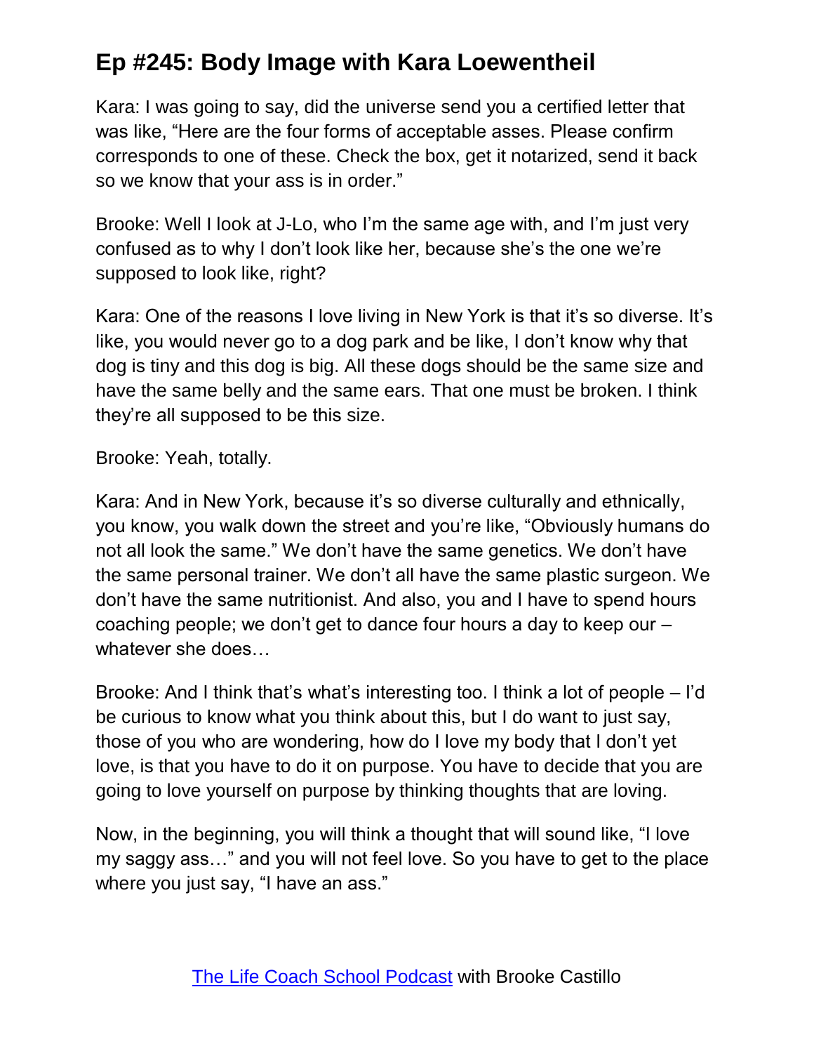Kara: I was going to say, did the universe send you a certified letter that was like, "Here are the four forms of acceptable asses. Please confirm corresponds to one of these. Check the box, get it notarized, send it back so we know that your ass is in order."

Brooke: Well I look at J-Lo, who I'm the same age with, and I'm just very confused as to why I don't look like her, because she's the one we're supposed to look like, right?

Kara: One of the reasons I love living in New York is that it's so diverse. It's like, you would never go to a dog park and be like, I don't know why that dog is tiny and this dog is big. All these dogs should be the same size and have the same belly and the same ears. That one must be broken. I think they're all supposed to be this size.

Brooke: Yeah, totally.

Kara: And in New York, because it's so diverse culturally and ethnically, you know, you walk down the street and you're like, "Obviously humans do not all look the same." We don't have the same genetics. We don't have the same personal trainer. We don't all have the same plastic surgeon. We don't have the same nutritionist. And also, you and I have to spend hours coaching people; we don't get to dance four hours a day to keep our – whatever she does…

Brooke: And I think that's what's interesting too. I think a lot of people – I'd be curious to know what you think about this, but I do want to just say, those of you who are wondering, how do I love my body that I don't yet love, is that you have to do it on purpose. You have to decide that you are going to love yourself on purpose by thinking thoughts that are loving.

Now, in the beginning, you will think a thought that will sound like, "I love my saggy ass…" and you will not feel love. So you have to get to the place where you just say, "I have an ass."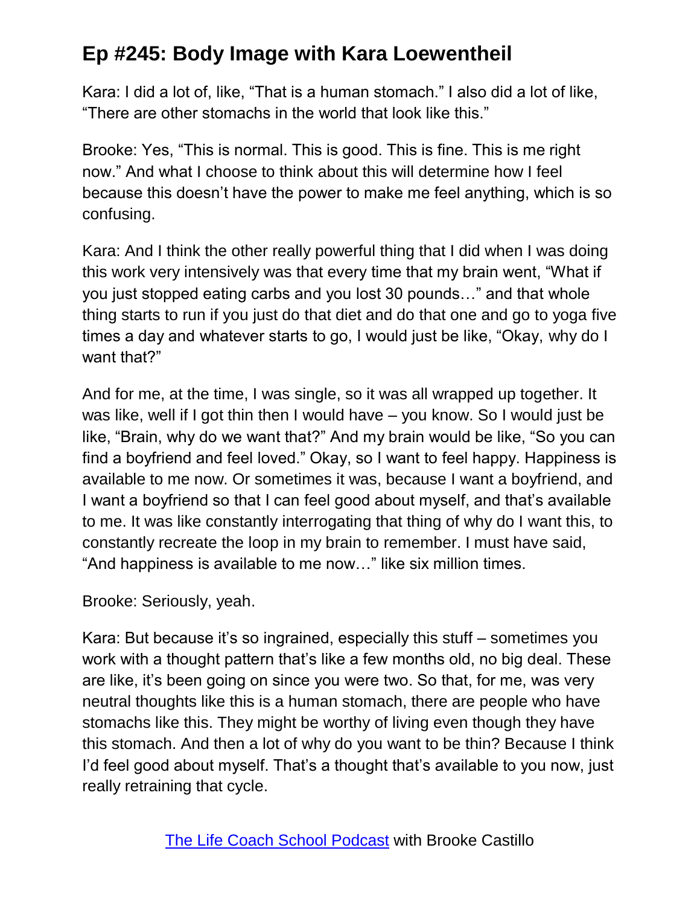Kara: I did a lot of, like, "That is a human stomach." I also did a lot of like, "There are other stomachs in the world that look like this."

Brooke: Yes, "This is normal. This is good. This is fine. This is me right now." And what I choose to think about this will determine how I feel because this doesn't have the power to make me feel anything, which is so confusing.

Kara: And I think the other really powerful thing that I did when I was doing this work very intensively was that every time that my brain went, "What if you just stopped eating carbs and you lost 30 pounds…" and that whole thing starts to run if you just do that diet and do that one and go to yoga five times a day and whatever starts to go, I would just be like, "Okay, why do I want that?"

And for me, at the time, I was single, so it was all wrapped up together. It was like, well if I got thin then I would have – you know. So I would just be like, "Brain, why do we want that?" And my brain would be like, "So you can find a boyfriend and feel loved." Okay, so I want to feel happy. Happiness is available to me now. Or sometimes it was, because I want a boyfriend, and I want a boyfriend so that I can feel good about myself, and that's available to me. It was like constantly interrogating that thing of why do I want this, to constantly recreate the loop in my brain to remember. I must have said, "And happiness is available to me now…" like six million times.

Brooke: Seriously, yeah.

Kara: But because it's so ingrained, especially this stuff – sometimes you work with a thought pattern that's like a few months old, no big deal. These are like, it's been going on since you were two. So that, for me, was very neutral thoughts like this is a human stomach, there are people who have stomachs like this. They might be worthy of living even though they have this stomach. And then a lot of why do you want to be thin? Because I think I'd feel good about myself. That's a thought that's available to you now, just really retraining that cycle.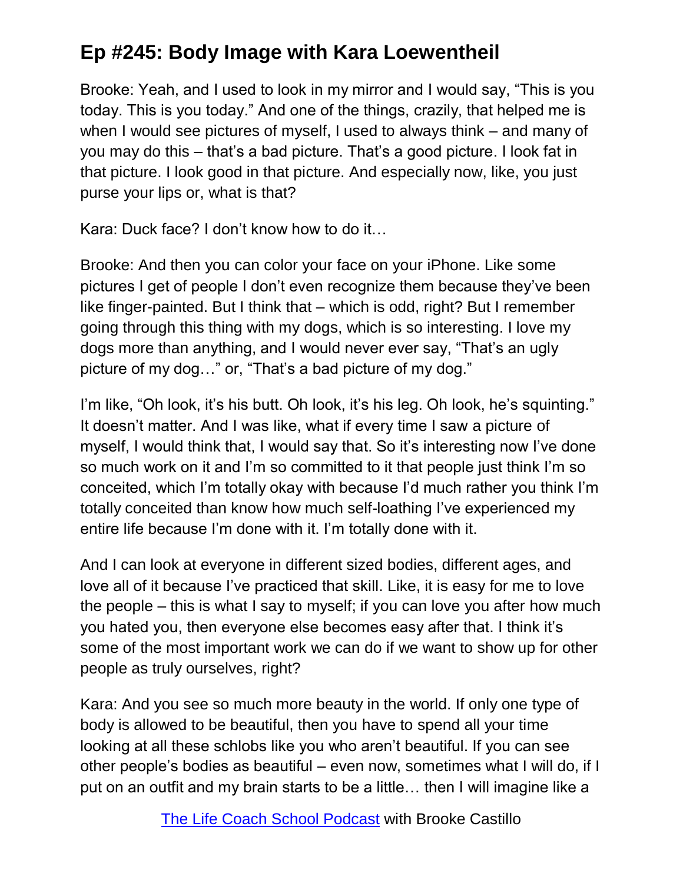Brooke: Yeah, and I used to look in my mirror and I would say, "This is you today. This is you today." And one of the things, crazily, that helped me is when I would see pictures of myself, I used to always think – and many of you may do this – that's a bad picture. That's a good picture. I look fat in that picture. I look good in that picture. And especially now, like, you just purse your lips or, what is that?

Kara: Duck face? I don't know how to do it…

Brooke: And then you can color your face on your iPhone. Like some pictures I get of people I don't even recognize them because they've been like finger-painted. But I think that – which is odd, right? But I remember going through this thing with my dogs, which is so interesting. I love my dogs more than anything, and I would never ever say, "That's an ugly picture of my dog…" or, "That's a bad picture of my dog."

I'm like, "Oh look, it's his butt. Oh look, it's his leg. Oh look, he's squinting." It doesn't matter. And I was like, what if every time I saw a picture of myself, I would think that, I would say that. So it's interesting now I've done so much work on it and I'm so committed to it that people just think I'm so conceited, which I'm totally okay with because I'd much rather you think I'm totally conceited than know how much self-loathing I've experienced my entire life because I'm done with it. I'm totally done with it.

And I can look at everyone in different sized bodies, different ages, and love all of it because I've practiced that skill. Like, it is easy for me to love the people – this is what I say to myself; if you can love you after how much you hated you, then everyone else becomes easy after that. I think it's some of the most important work we can do if we want to show up for other people as truly ourselves, right?

Kara: And you see so much more beauty in the world. If only one type of body is allowed to be beautiful, then you have to spend all your time looking at all these schlobs like you who aren't beautiful. If you can see other people's bodies as beautiful – even now, sometimes what I will do, if I put on an outfit and my brain starts to be a little… then I will imagine like a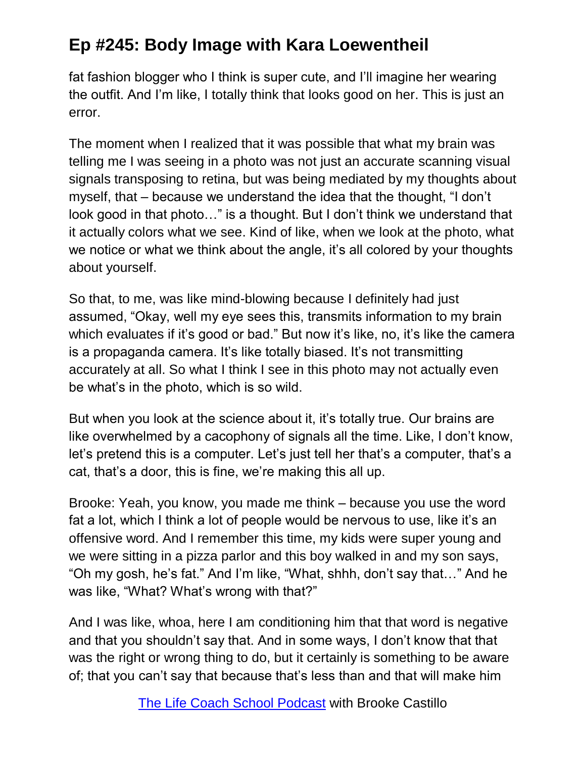fat fashion blogger who I think is super cute, and I'll imagine her wearing the outfit. And I'm like, I totally think that looks good on her. This is just an error.

The moment when I realized that it was possible that what my brain was telling me I was seeing in a photo was not just an accurate scanning visual signals transposing to retina, but was being mediated by my thoughts about myself, that – because we understand the idea that the thought, "I don't look good in that photo…" is a thought. But I don't think we understand that it actually colors what we see. Kind of like, when we look at the photo, what we notice or what we think about the angle, it's all colored by your thoughts about yourself.

So that, to me, was like mind-blowing because I definitely had just assumed, "Okay, well my eye sees this, transmits information to my brain which evaluates if it's good or bad." But now it's like, no, it's like the camera is a propaganda camera. It's like totally biased. It's not transmitting accurately at all. So what I think I see in this photo may not actually even be what's in the photo, which is so wild.

But when you look at the science about it, it's totally true. Our brains are like overwhelmed by a cacophony of signals all the time. Like, I don't know, let's pretend this is a computer. Let's just tell her that's a computer, that's a cat, that's a door, this is fine, we're making this all up.

Brooke: Yeah, you know, you made me think – because you use the word fat a lot, which I think a lot of people would be nervous to use, like it's an offensive word. And I remember this time, my kids were super young and we were sitting in a pizza parlor and this boy walked in and my son says, "Oh my gosh, he's fat." And I'm like, "What, shhh, don't say that…" And he was like, "What? What's wrong with that?"

And I was like, whoa, here I am conditioning him that that word is negative and that you shouldn't say that. And in some ways, I don't know that that was the right or wrong thing to do, but it certainly is something to be aware of; that you can't say that because that's less than and that will make him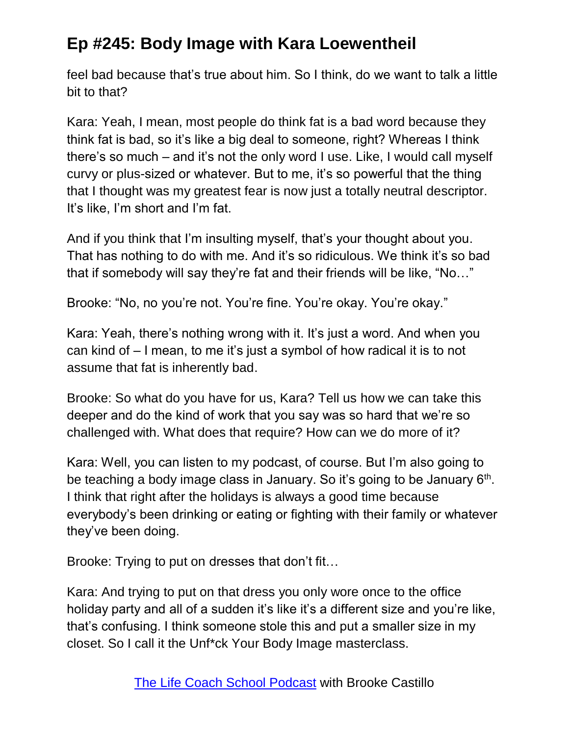feel bad because that's true about him. So I think, do we want to talk a little bit to that?

Kara: Yeah, I mean, most people do think fat is a bad word because they think fat is bad, so it's like a big deal to someone, right? Whereas I think there's so much – and it's not the only word I use. Like, I would call myself curvy or plus-sized or whatever. But to me, it's so powerful that the thing that I thought was my greatest fear is now just a totally neutral descriptor. It's like, I'm short and I'm fat.

And if you think that I'm insulting myself, that's your thought about you. That has nothing to do with me. And it's so ridiculous. We think it's so bad that if somebody will say they're fat and their friends will be like, "No…"

Brooke: "No, no you're not. You're fine. You're okay. You're okay."

Kara: Yeah, there's nothing wrong with it. It's just a word. And when you can kind of – I mean, to me it's just a symbol of how radical it is to not assume that fat is inherently bad.

Brooke: So what do you have for us, Kara? Tell us how we can take this deeper and do the kind of work that you say was so hard that we're so challenged with. What does that require? How can we do more of it?

Kara: Well, you can listen to my podcast, of course. But I'm also going to be teaching a body image class in January. So it's going to be January 6th. I think that right after the holidays is always a good time because everybody's been drinking or eating or fighting with their family or whatever they've been doing.

Brooke: Trying to put on dresses that don't fit…

Kara: And trying to put on that dress you only wore once to the office holiday party and all of a sudden it's like it's a different size and you're like, that's confusing. I think someone stole this and put a smaller size in my closet. So I call it the Unf*ck Your Body Image masterclass.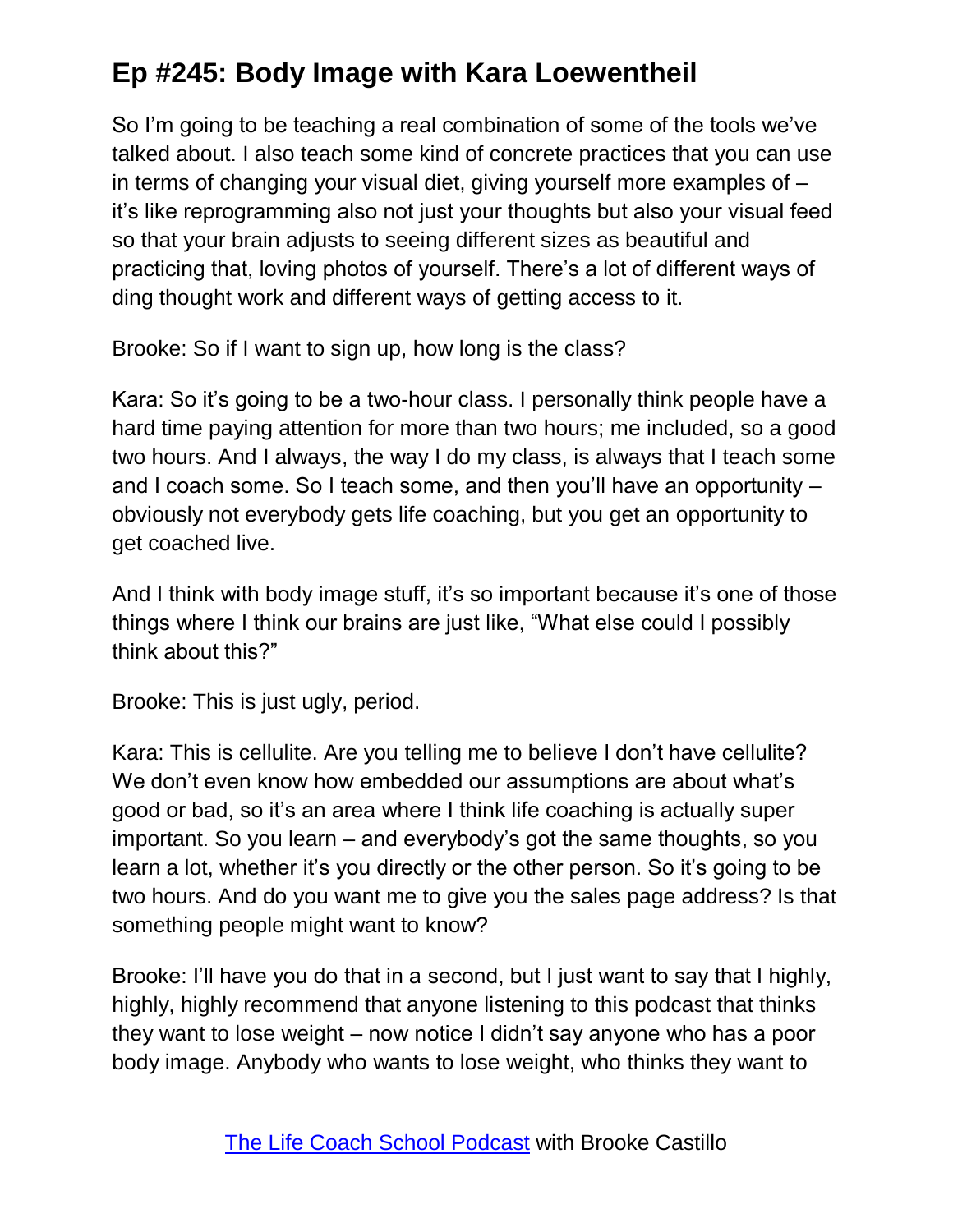So I'm going to be teaching a real combination of some of the tools we've talked about. I also teach some kind of concrete practices that you can use in terms of changing your visual diet, giving yourself more examples of – it's like reprogramming also not just your thoughts but also your visual feed so that your brain adjusts to seeing different sizes as beautiful and practicing that, loving photos of yourself. There's a lot of different ways of ding thought work and different ways of getting access to it.

Brooke: So if I want to sign up, how long is the class?

Kara: So it's going to be a two-hour class. I personally think people have a hard time paying attention for more than two hours; me included, so a good two hours. And I always, the way I do my class, is always that I teach some and I coach some. So I teach some, and then you'll have an opportunity – obviously not everybody gets life coaching, but you get an opportunity to get coached live.

And I think with body image stuff, it's so important because it's one of those things where I think our brains are just like, "What else could I possibly think about this?"

Brooke: This is just ugly, period.

Kara: This is cellulite. Are you telling me to believe I don't have cellulite? We don't even know how embedded our assumptions are about what's good or bad, so it's an area where I think life coaching is actually super important. So you learn – and everybody's got the same thoughts, so you learn a lot, whether it's you directly or the other person. So it's going to be two hours. And do you want me to give you the sales page address? Is that something people might want to know?

Brooke: I'll have you do that in a second, but I just want to say that I highly, highly, highly recommend that anyone listening to this podcast that thinks they want to lose weight – now notice I didn't say anyone who has a poor body image. Anybody who wants to lose weight, who thinks they want to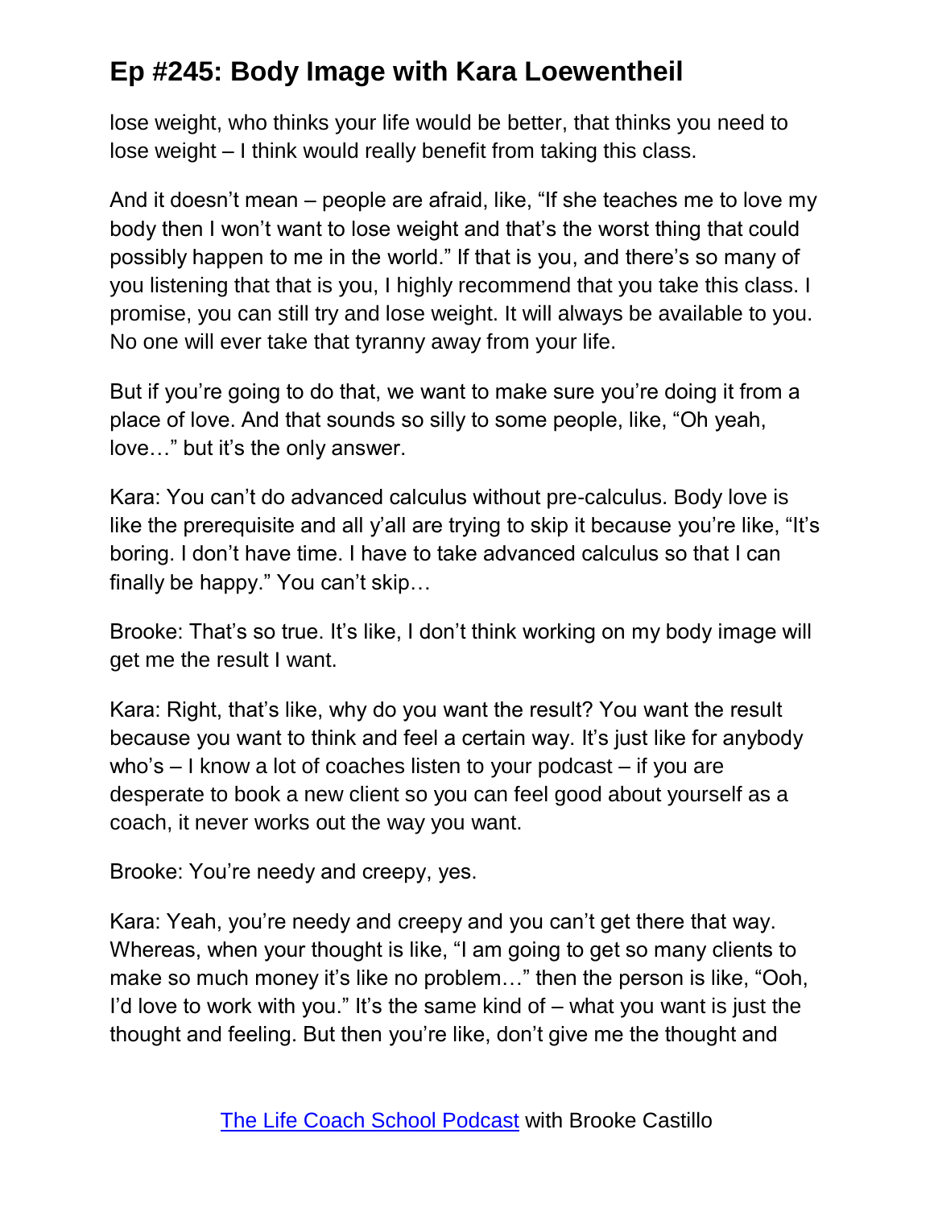lose weight, who thinks your life would be better, that thinks you need to lose weight – I think would really benefit from taking this class.

And it doesn't mean – people are afraid, like, "If she teaches me to love my body then I won't want to lose weight and that's the worst thing that could possibly happen to me in the world." If that is you, and there's so many of you listening that that is you, I highly recommend that you take this class. I promise, you can still try and lose weight. It will always be available to you. No one will ever take that tyranny away from your life.

But if you're going to do that, we want to make sure you're doing it from a place of love. And that sounds so silly to some people, like, "Oh yeah, love…" but it's the only answer.

Kara: You can't do advanced calculus without pre-calculus. Body love is like the prerequisite and all y'all are trying to skip it because you're like, "It's boring. I don't have time. I have to take advanced calculus so that I can finally be happy." You can't skip…

Brooke: That's so true. It's like, I don't think working on my body image will get me the result I want.

Kara: Right, that's like, why do you want the result? You want the result because you want to think and feel a certain way. It's just like for anybody who's – I know a lot of coaches listen to your podcast – if you are desperate to book a new client so you can feel good about yourself as a coach, it never works out the way you want.

Brooke: You're needy and creepy, yes.

Kara: Yeah, you're needy and creepy and you can't get there that way. Whereas, when your thought is like, "I am going to get so many clients to make so much money it's like no problem…" then the person is like, "Ooh, I'd love to work with you." It's the same kind of – what you want is just the thought and feeling. But then you're like, don't give me the thought and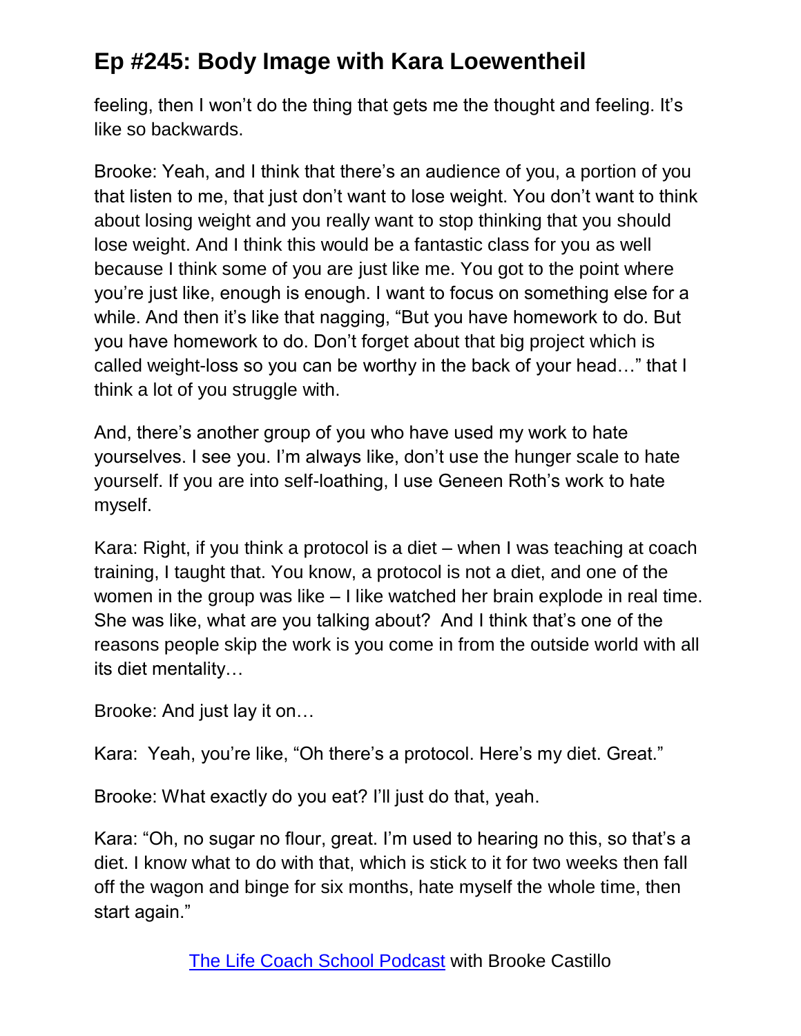feeling, then I won't do the thing that gets me the thought and feeling. It's like so backwards.

Brooke: Yeah, and I think that there's an audience of you, a portion of you that listen to me, that just don't want to lose weight. You don't want to think about losing weight and you really want to stop thinking that you should lose weight. And I think this would be a fantastic class for you as well because I think some of you are just like me. You got to the point where you're just like, enough is enough. I want to focus on something else for a while. And then it's like that nagging, "But you have homework to do. But you have homework to do. Don't forget about that big project which is called weight-loss so you can be worthy in the back of your head…" that I think a lot of you struggle with.

And, there's another group of you who have used my work to hate yourselves. I see you. I'm always like, don't use the hunger scale to hate yourself. If you are into self-loathing, I use Geneen Roth's work to hate myself.

Kara: Right, if you think a protocol is a diet – when I was teaching at coach training, I taught that. You know, a protocol is not a diet, and one of the women in the group was like – I like watched her brain explode in real time. She was like, what are you talking about? And I think that's one of the reasons people skip the work is you come in from the outside world with all its diet mentality…

Brooke: And just lay it on…

Kara: Yeah, you're like, "Oh there's a protocol. Here's my diet. Great."

Brooke: What exactly do you eat? I'll just do that, yeah.

Kara: "Oh, no sugar no flour, great. I'm used to hearing no this, so that's a diet. I know what to do with that, which is stick to it for two weeks then fall off the wagon and binge for six months, hate myself the whole time, then start again."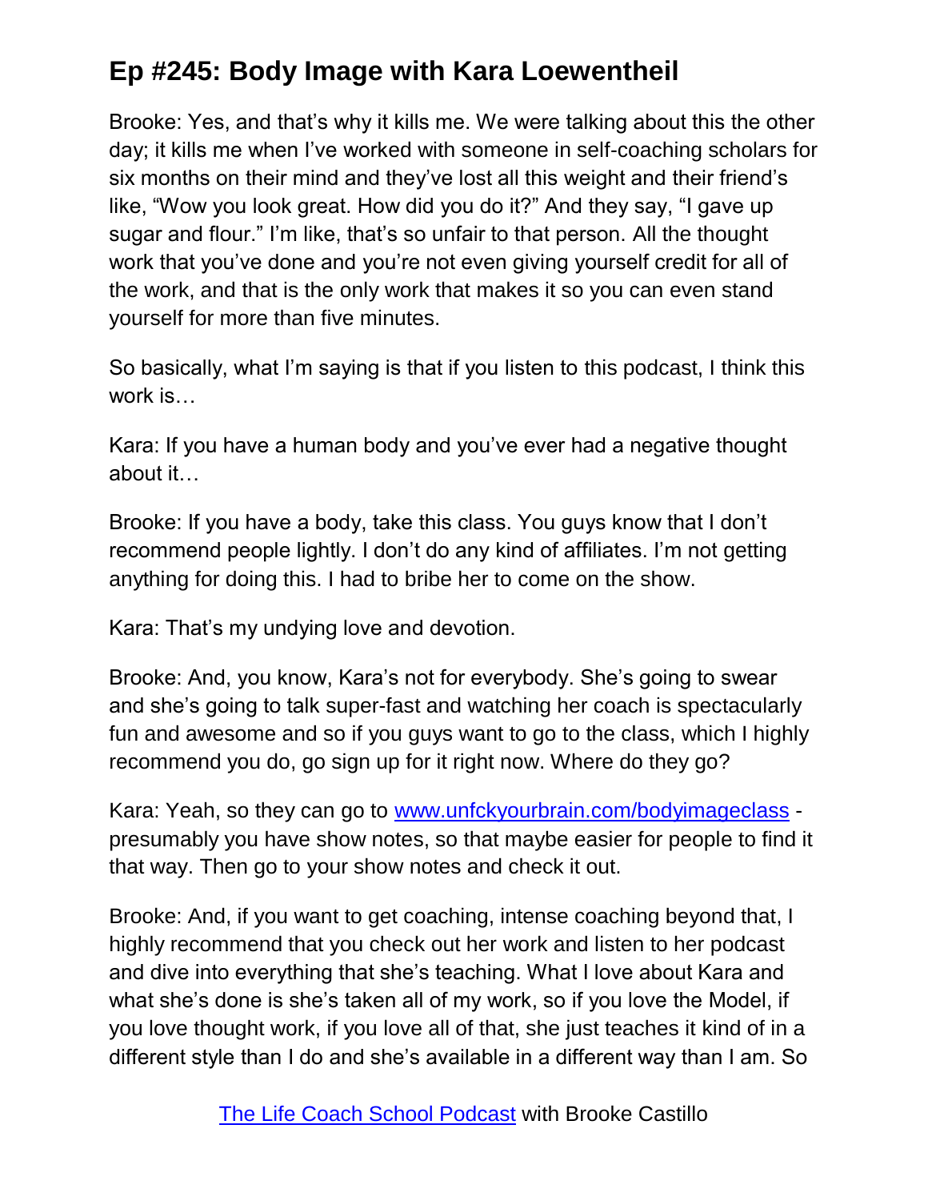Brooke: Yes, and that's why it kills me. We were talking about this the other day; it kills me when I've worked with someone in self-coaching scholars for six months on their mind and they've lost all this weight and their friend's like, "Wow you look great. How did you do it?" And they say, "I gave up sugar and flour." I'm like, that's so unfair to that person. All the thought work that you've done and you're not even giving yourself credit for all of the work, and that is the only work that makes it so you can even stand yourself for more than five minutes.

So basically, what I'm saying is that if you listen to this podcast, I think this work is…

Kara: If you have a human body and you've ever had a negative thought about it…

Brooke: If you have a body, take this class. You guys know that I don't recommend people lightly. I don't do any kind of affiliates. I'm not getting anything for doing this. I had to bribe her to come on the show.

Kara: That's my undying love and devotion.

Brooke: And, you know, Kara's not for everybody. She's going to swear and she's going to talk super-fast and watching her coach is spectacularly fun and awesome and so if you guys want to go to the class, which I highly recommend you do, go sign up for it right now. Where do they go?

Kara: Yeah, so they can go to [www.unfckyourbrain.com/bodyimageclass](www.unfckyourbrain.com/bodyimageclass) - presumably you have show notes, so that maybe easier for people to find it that way. Then go to your show notes and check it out.

Brooke: And, if you want to get coaching, intense coaching beyond that, I highly recommend that you check out her work and listen to her podcast and dive into everything that she's teaching. What I love about Kara and what she's done is she's taken all of my work, so if you love the Model, if you love thought work, if you love all of that, she just teaches it kind of in a different style than I do and she's available in a different way than I am. So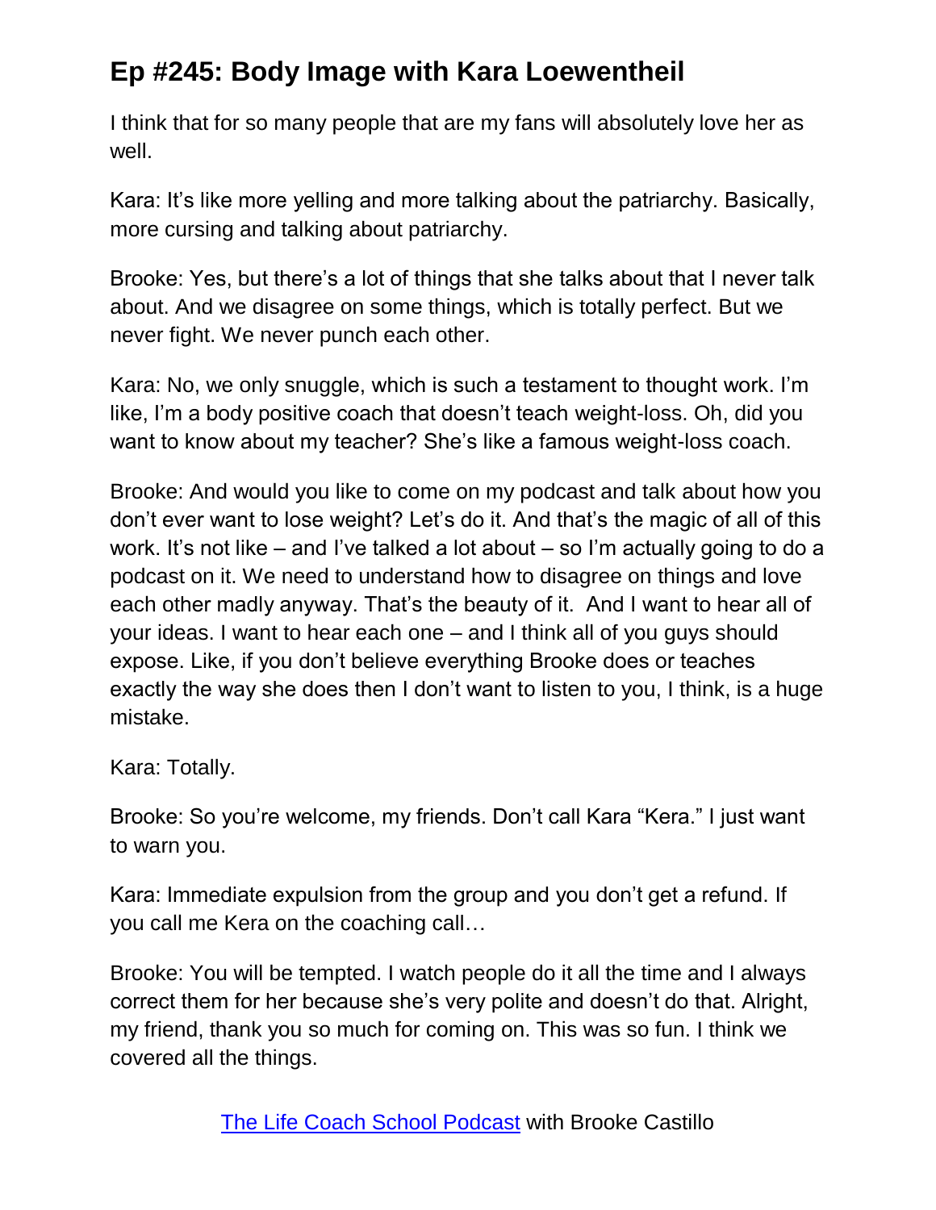I think that for so many people that are my fans will absolutely love her as well.

Kara: It's like more yelling and more talking about the patriarchy. Basically, more cursing and talking about patriarchy.

Brooke: Yes, but there's a lot of things that she talks about that I never talk about. And we disagree on some things, which is totally perfect. But we never fight. We never punch each other.

Kara: No, we only snuggle, which is such a testament to thought work. I'm like, I'm a body positive coach that doesn't teach weight-loss. Oh, did you want to know about my teacher? She's like a famous weight-loss coach.

Brooke: And would you like to come on my podcast and talk about how you don't ever want to lose weight? Let's do it. And that's the magic of all of this work. It's not like – and I've talked a lot about – so I'm actually going to do a podcast on it. We need to understand how to disagree on things and love each other madly anyway. That's the beauty of it. And I want to hear all of your ideas. I want to hear each one – and I think all of you guys should expose. Like, if you don't believe everything Brooke does or teaches exactly the way she does then I don't want to listen to you, I think, is a huge mistake.

Kara: Totally.

Brooke: So you're welcome, my friends. Don't call Kara "Kera." I just want to warn you.

Kara: Immediate expulsion from the group and you don't get a refund. If you call me Kera on the coaching call…

Brooke: You will be tempted. I watch people do it all the time and I always correct them for her because she's very polite and doesn't do that. Alright, my friend, thank you so much for coming on. This was so fun. I think we covered all the things.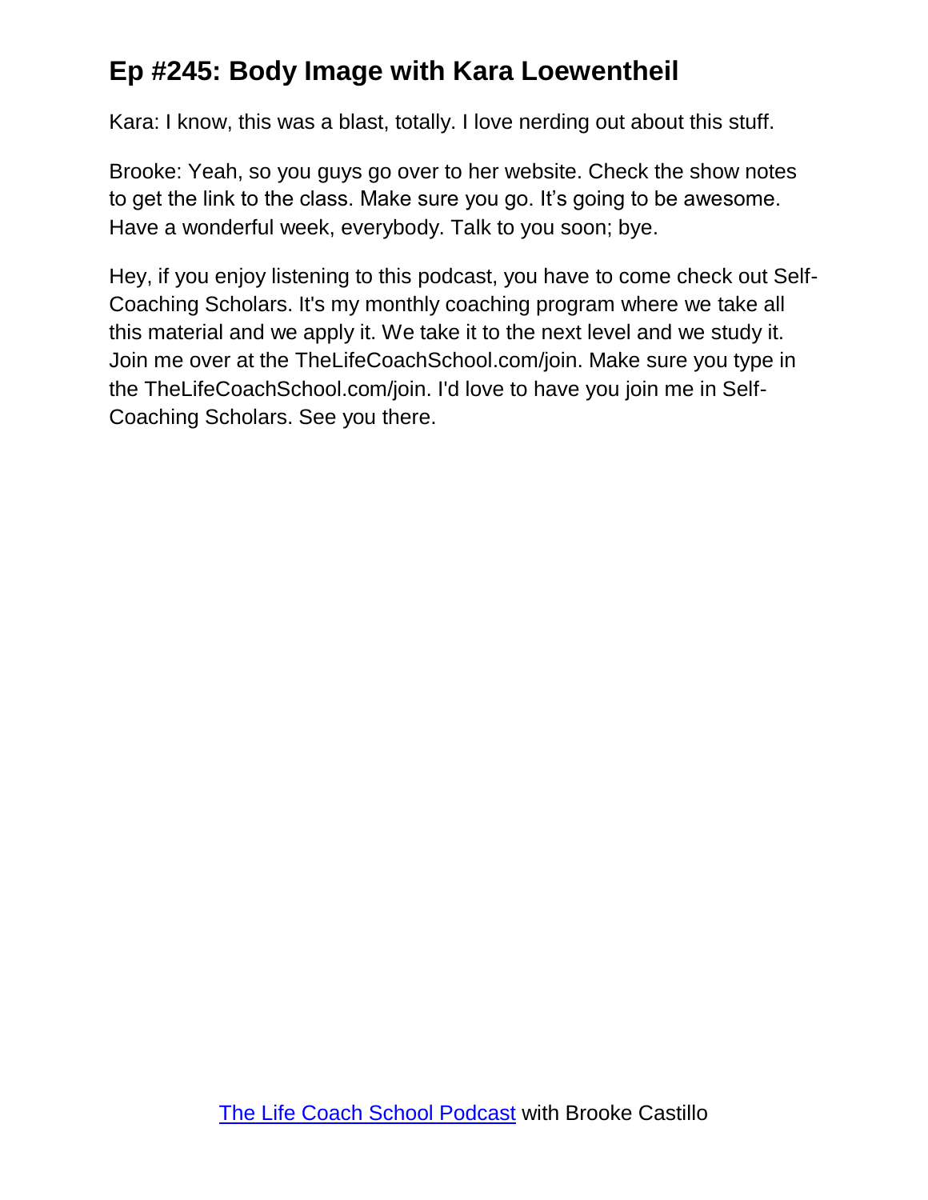Kara: I know, this was a blast, totally. I love nerding out about this stuff.

Brooke: Yeah, so you guys go over to her website. Check the show notes to get the link to the class. Make sure you go. It's going to be awesome. Have a wonderful week, everybody. Talk to you soon; bye.

Hey, if you enjoy listening to this podcast, you have to come check out Self-Coaching Scholars. It's my monthly coaching program where we take all this material and we apply it. We take it to the next level and we study it. Join me over at the TheLifeCoachSchool.com/join. Make sure you type in the TheLifeCoachSchool.com/join. I'd love to have you join me in Self-Coaching Scholars. See you there.